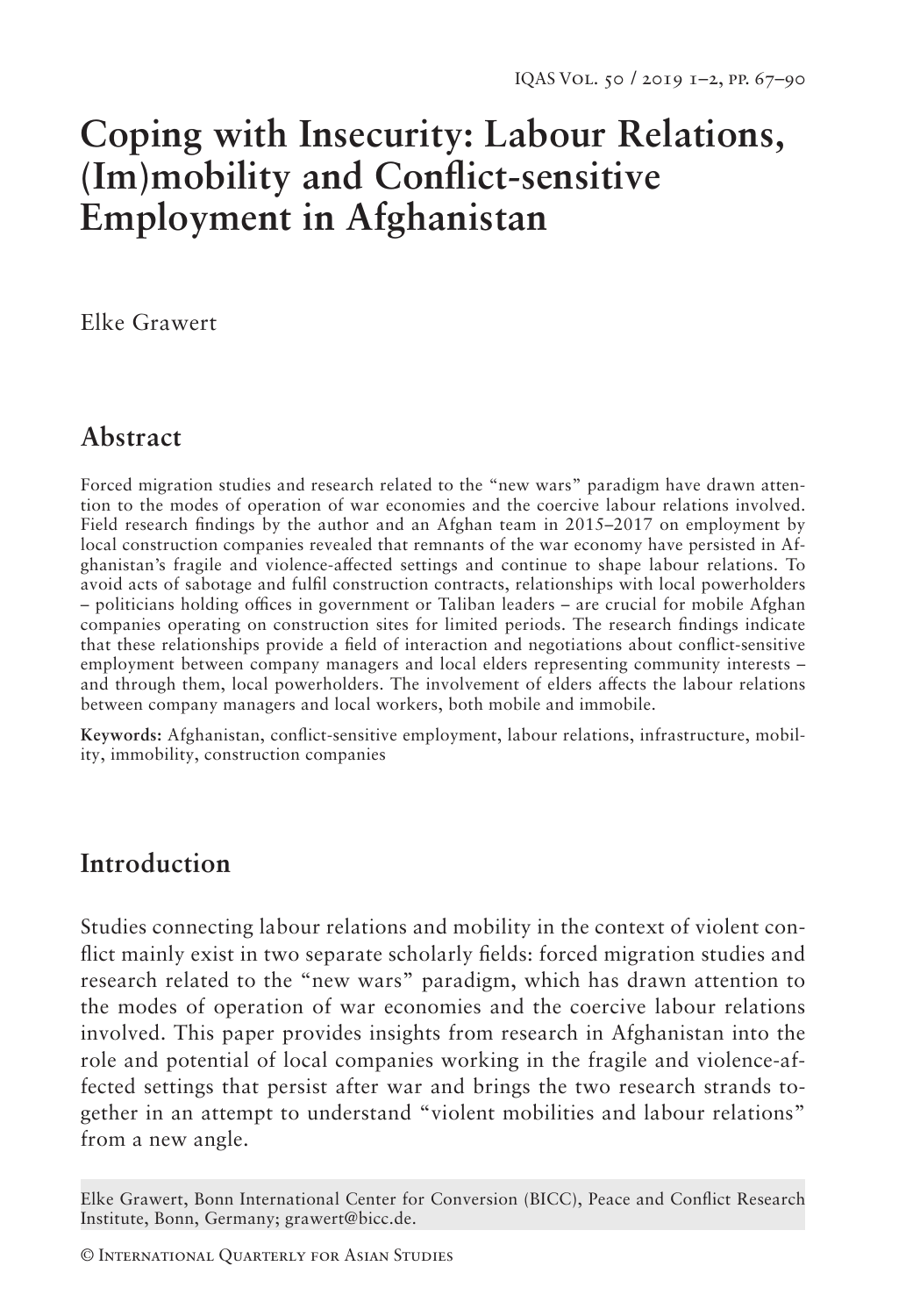# Coping with Insecurity: Labour Relations, (Im)mobility and Conflict-sensitive Employment in Afghanistan

Elke Grawert

## Abstract

Forced migration studies and research related to the "new wars" paradigm have drawn attention to the modes of operation of war economies and the coercive labour relations involved. Field research findings by the author and an Afghan team in 2015–2017 on employment by local construction companies revealed that remnants of the war economy have persisted in Afghanistan's fragile and violence-affected settings and continue to shape labour relations. To avoid acts of sabotage and fulfil construction contracts, relationships with local powerholders – politicians holding offices in government or Taliban leaders – are crucial for mobile Afghan companies operating on construction sites for limited periods. The research findings indicate that these relationships provide a field of interaction and negotiations about conflict-sensitive employment between company managers and local elders representing community interests – and through them, local powerholders. The involvement of elders affects the labour relations between company managers and local workers, both mobile and immobile.

**Keywords:** Afghanistan, conflict-sensitive employment, labour relations, infrastructure, mobility, immobility, construction companies

## Introduction

Studies connecting labour relations and mobility in the context of violent conflict mainly exist in two separate scholarly fields: forced migration studies and research related to the "new wars" paradigm, which has drawn attention to the modes of operation of war economies and the coercive labour relations involved. This paper provides insights from research in Afghanistan into the role and potential of local companies working in the fragile and violence-affected settings that persist after war and brings the two research strands together in an attempt to understand "violent mobilities and labour relations" from a new angle.

Elke Grawert, Bonn International Center for Conversion (BICC), Peace and Conflict Research Institute, Bonn, Germany; grawert@bicc.de.

© International Quarterly for Asian Studies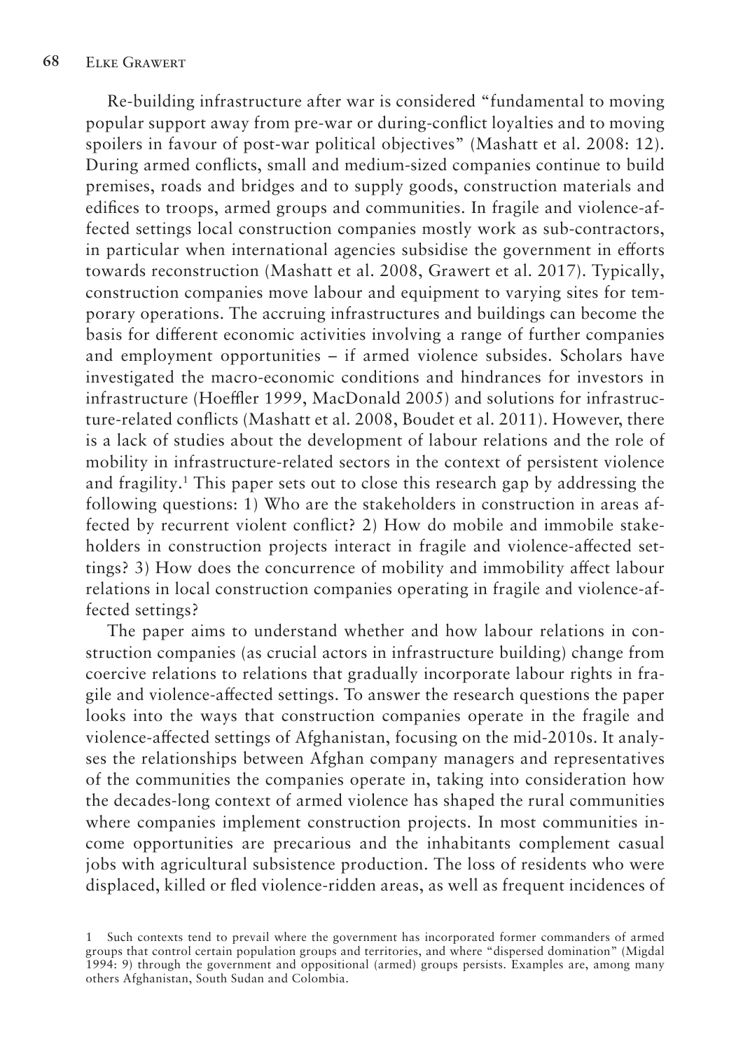Re-building infrastructure after war is considered "fundamental to moving popular support away from pre-war or during-conflict loyalties and to moving spoilers in favour of post-war political objectives" (Mashatt et al. 2008: 12). During armed conflicts, small and medium-sized companies continue to build premises, roads and bridges and to supply goods, construction materials and edifices to troops, armed groups and communities. In fragile and violence-affected settings local construction companies mostly work as sub-contractors, in particular when international agencies subsidise the government in efforts towards reconstruction (Mashatt et al. 2008, Grawert et al. 2017). Typically, construction companies move labour and equipment to varying sites for temporary operations. The accruing infrastructures and buildings can become the basis for different economic activities involving a range of further companies and employment opportunities – if armed violence subsides. Scholars have investigated the macro-economic conditions and hindrances for investors in infrastructure (Hoeffler 1999, MacDonald 2005) and solutions for infrastructure-related conflicts (Mashatt et al. 2008, Boudet et al. 2011). However, there is a lack of studies about the development of labour relations and the role of mobility in infrastructure-related sectors in the context of persistent violence and fragility.[1] This paper sets out to close this research gap by addressing the following questions: 1) Who are the stakeholders in construction in areas affected by recurrent violent conflict? 2) How do mobile and immobile stakeholders in construction projects interact in fragile and violence-affected settings? 3) How does the concurrence of mobility and immobility affect labour relations in local construction companies operating in fragile and violence-affected settings?

The paper aims to understand whether and how labour relations in construction companies (as crucial actors in infrastructure building) change from coercive relations to relations that gradually incorporate labour rights in fragile and violence-affected settings. To answer the research questions the paper looks into the ways that construction companies operate in the fragile and violence-affected settings of Afghanistan, focusing on the mid-2010s. It analyses the relationships between Afghan company managers and representatives of the communities the companies operate in, taking into consideration how the decades-long context of armed violence has shaped the rural communities where companies implement construction projects. In most communities income opportunities are precarious and the inhabitants complement casual jobs with agricultural subsistence production. The loss of residents who were displaced, killed or fled violence-ridden areas, as well as frequent incidences of

[1] Such contexts tend to prevail where the government has incorporated former commanders of armed groups that control certain population groups and territories, and where "dispersed domination" (Migdal 1994: 9) through the government and oppositional (armed) groups persists. Examples are, among many others Afghanistan, South Sudan and Colombia.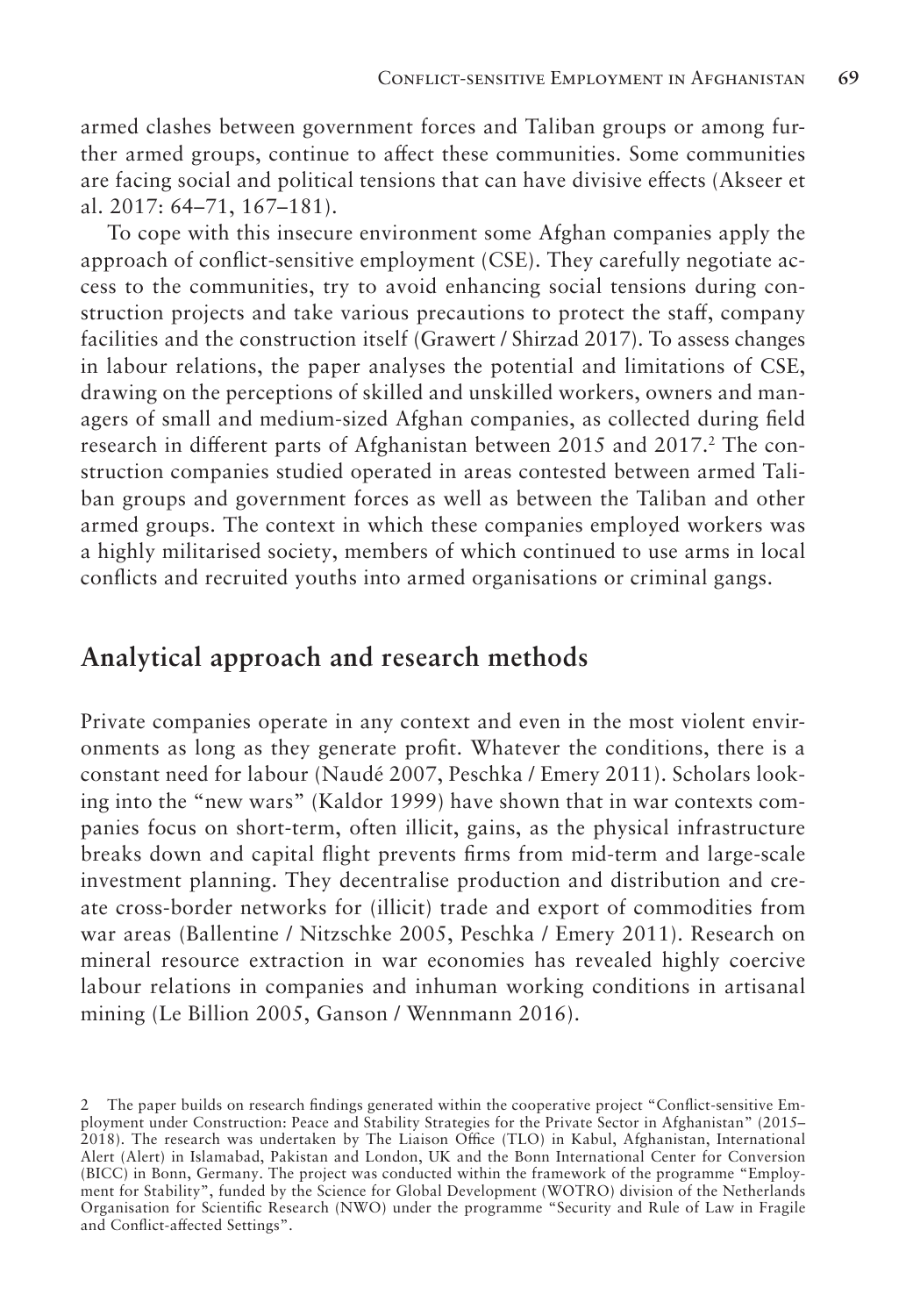armed clashes between government forces and Taliban groups or among further armed groups, continue to affect these communities. Some communities are facing social and political tensions that can have divisive effects (Akseer et al. 2017: 64–71, 167–181).

To cope with this insecure environment some Afghan companies apply the approach of conflict-sensitive employment (CSE). They carefully negotiate access to the communities, try to avoid enhancing social tensions during construction projects and take various precautions to protect the staff, company facilities and the construction itself (Grawert / Shirzad 2017). To assess changes in labour relations, the paper analyses the potential and limitations of CSE, drawing on the perceptions of skilled and unskilled workers, owners and managers of small and medium-sized Afghan companies, as collected during field research in different parts of Afghanistan between 2015 and 2017.[2] The construction companies studied operated in areas contested between armed Taliban groups and government forces as well as between the Taliban and other armed groups. The context in which these companies employed workers was a highly militarised society, members of which continued to use arms in local conflicts and recruited youths into armed organisations or criminal gangs.

## Analytical approach and research methods

Private companies operate in any context and even in the most violent environments as long as they generate profit. Whatever the conditions, there is a constant need for labour (Naudé 2007, Peschka / Emery 2011). Scholars looking into the "new wars" (Kaldor 1999) have shown that in war contexts companies focus on short-term, often illicit, gains, as the physical infrastructure breaks down and capital flight prevents firms from mid-term and large-scale investment planning. They decentralise production and distribution and create cross-border networks for (illicit) trade and export of commodities from war areas (Ballentine / Nitzschke 2005, Peschka / Emery 2011). Research on mineral resource extraction in war economies has revealed highly coercive labour relations in companies and inhuman working conditions in artisanal mining (Le Billion 2005, Ganson / Wennmann 2016).

2 The paper builds on research findings generated within the cooperative project "Conflict-sensitive Employment under Construction: Peace and Stability Strategies for the Private Sector in Afghanistan" (2015–2018). The research was undertaken by The Liaison Office (TLO) in Kabul, Afghanistan, International Alert (Alert) in Islamabad, Pakistan and London, UK and the Bonn International Center for Conversion (BICC) in Bonn, Germany. The project was conducted within the framework of the programme "Employment for Stability", funded by the Science for Global Development (WOTRO) division of the Netherlands Organisation for Scientific Research (NWO) under the programme "Security and Rule of Law in Fragile and Conflict-affected Settings".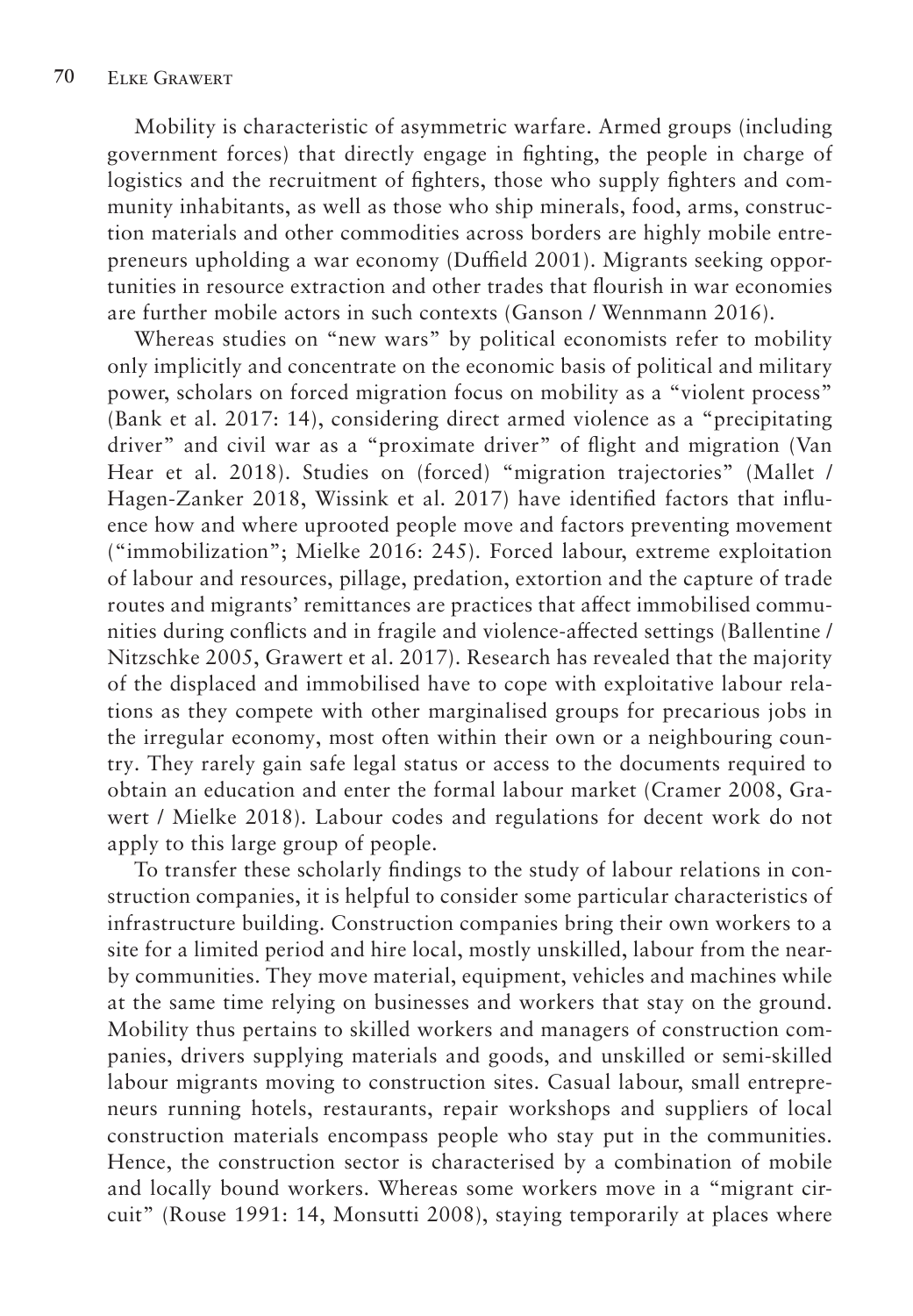Mobility is characteristic of asymmetric warfare. Armed groups (including government forces) that directly engage in fighting, the people in charge of logistics and the recruitment of fighters, those who supply fighters and community inhabitants, as well as those who ship minerals, food, arms, construction materials and other commodities across borders are highly mobile entrepreneurs upholding a war economy (Duffield 2001). Migrants seeking opportunities in resource extraction and other trades that flourish in war economies are further mobile actors in such contexts (Ganson / Wennmann 2016).

Whereas studies on "new wars" by political economists refer to mobility only implicitly and concentrate on the economic basis of political and military power, scholars on forced migration focus on mobility as a "violent process" (Bank et al. 2017: 14), considering direct armed violence as a "precipitating driver" and civil war as a "proximate driver" of flight and migration (Van Hear et al. 2018). Studies on (forced) "migration trajectories" (Mallet / Hagen-Zanker 2018, Wissink et al. 2017) have identified factors that influence how and where uprooted people move and factors preventing movement ("immobilization"; Mielke 2016: 245). Forced labour, extreme exploitation of labour and resources, pillage, predation, extortion and the capture of trade routes and migrants' remittances are practices that affect immobilised communities during conflicts and in fragile and violence-affected settings (Ballentine / Nitzschke 2005, Grawert et al. 2017). Research has revealed that the majority of the displaced and immobilised have to cope with exploitative labour relations as they compete with other marginalised groups for precarious jobs in the irregular economy, most often within their own or a neighbouring country. They rarely gain safe legal status or access to the documents required to obtain an education and enter the formal labour market (Cramer 2008, Grawert / Mielke 2018). Labour codes and regulations for decent work do not apply to this large group of people.

To transfer these scholarly findings to the study of labour relations in construction companies, it is helpful to consider some particular characteristics of infrastructure building. Construction companies bring their own workers to a site for a limited period and hire local, mostly unskilled, labour from the nearby communities. They move material, equipment, vehicles and machines while at the same time relying on businesses and workers that stay on the ground. Mobility thus pertains to skilled workers and managers of construction companies, drivers supplying materials and goods, and unskilled or semi-skilled labour migrants moving to construction sites. Casual labour, small entrepreneurs running hotels, restaurants, repair workshops and suppliers of local construction materials encompass people who stay put in the communities. Hence, the construction sector is characterised by a combination of mobile and locally bound workers. Whereas some workers move in a "migrant circuit" (Rouse 1991: 14, Monsutti 2008), staying temporarily at places where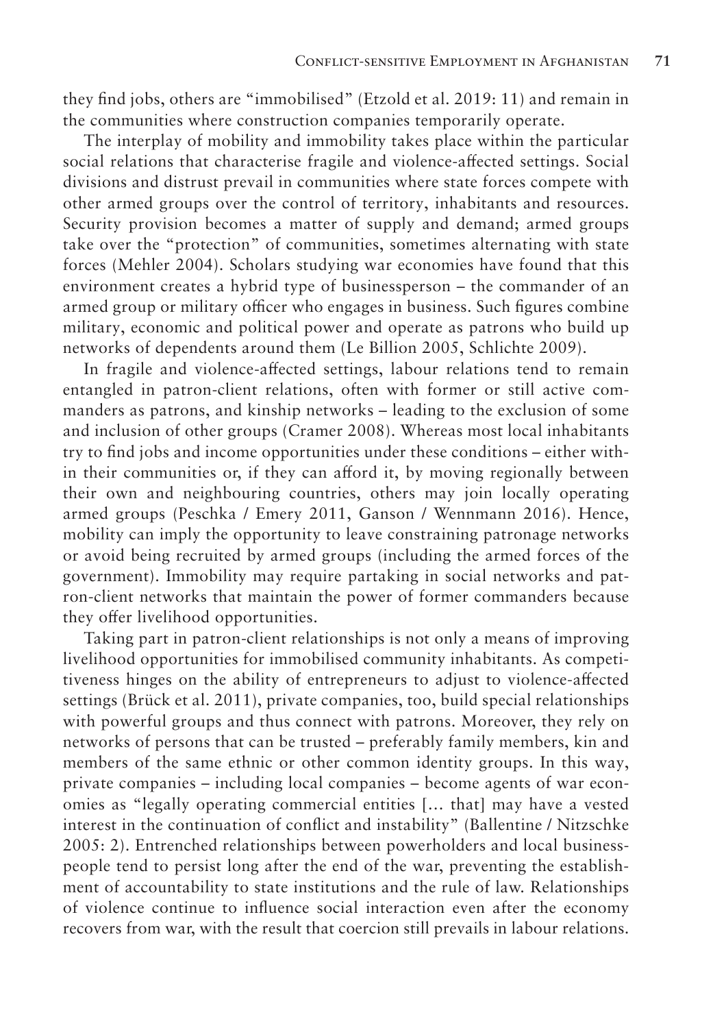they find jobs, others are "immobilised" (Etzold et al. 2019: 11) and remain in the communities where construction companies temporarily operate.

The interplay of mobility and immobility takes place within the particular social relations that characterise fragile and violence-affected settings. Social divisions and distrust prevail in communities where state forces compete with other armed groups over the control of territory, inhabitants and resources. Security provision becomes a matter of supply and demand; armed groups take over the "protection" of communities, sometimes alternating with state forces (Mehler 2004). Scholars studying war economies have found that this environment creates a hybrid type of businessperson – the commander of an armed group or military officer who engages in business. Such figures combine military, economic and political power and operate as patrons who build up networks of dependents around them (Le Billion 2005, Schlichte 2009).

In fragile and violence-affected settings, labour relations tend to remain entangled in patron-client relations, often with former or still active commanders as patrons, and kinship networks – leading to the exclusion of some and inclusion of other groups (Cramer 2008). Whereas most local inhabitants try to find jobs and income opportunities under these conditions – either within their communities or, if they can afford it, by moving regionally between their own and neighbouring countries, others may join locally operating armed groups (Peschka / Emery 2011, Ganson / Wennmann 2016). Hence, mobility can imply the opportunity to leave constraining patronage networks or avoid being recruited by armed groups (including the armed forces of the government). Immobility may require partaking in social networks and patron-client networks that maintain the power of former commanders because they offer livelihood opportunities.

Taking part in patron-client relationships is not only a means of improving livelihood opportunities for immobilised community inhabitants. As competitiveness hinges on the ability of entrepreneurs to adjust to violence-affected settings (Brück et al. 2011), private companies, too, build special relationships with powerful groups and thus connect with patrons. Moreover, they rely on networks of persons that can be trusted – preferably family members, kin and members of the same ethnic or other common identity groups. In this way, private companies – including local companies – become agents of war economies as "legally operating commercial entities [… that] may have a vested interest in the continuation of conflict and instability" (Ballentine / Nitzschke 2005: 2). Entrenched relationships between powerholders and local businesspeople tend to persist long after the end of the war, preventing the establishment of accountability to state institutions and the rule of law. Relationships of violence continue to influence social interaction even after the economy recovers from war, with the result that coercion still prevails in labour relations.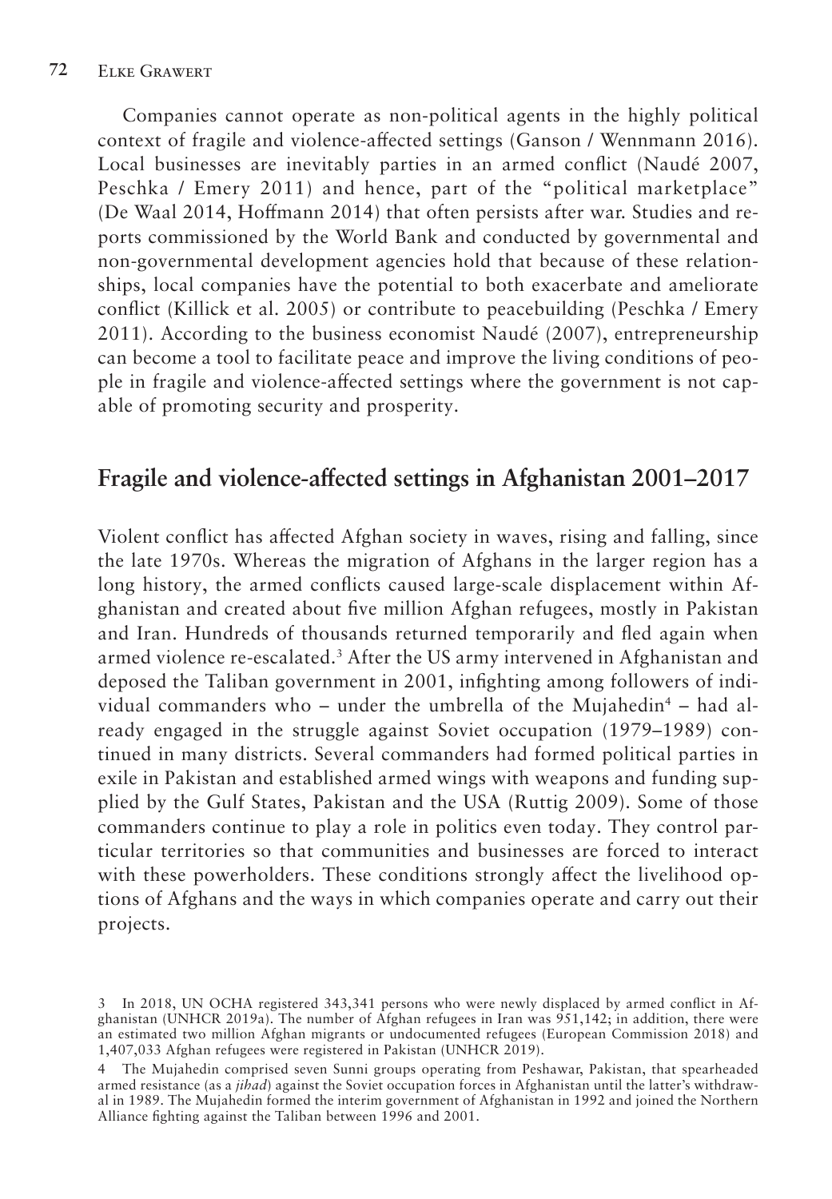Companies cannot operate as non-political agents in the highly political context of fragile and violence-affected settings (Ganson / Wennmann 2016). Local businesses are inevitably parties in an armed conflict (Naudé 2007, Peschka / Emery 2011) and hence, part of the "political marketplace" (De Waal 2014, Hoffmann 2014) that often persists after war. Studies and reports commissioned by the World Bank and conducted by governmental and non-governmental development agencies hold that because of these relationships, local companies have the potential to both exacerbate and ameliorate conflict (Killick et al. 2005) or contribute to peacebuilding (Peschka / Emery 2011). According to the business economist Naudé (2007), entrepreneurship can become a tool to facilitate peace and improve the living conditions of people in fragile and violence-affected settings where the government is not capable of promoting security and prosperity.

## Fragile and violence-affected settings in Afghanistan 2001–2017

Violent conflict has affected Afghan society in waves, rising and falling, since the late 1970s. Whereas the migration of Afghans in the larger region has a long history, the armed conflicts caused large-scale displacement within Afghanistan and created about five million Afghan refugees, mostly in Pakistan and Iran. Hundreds of thousands returned temporarily and fled again when armed violence re-escalated.[3] After the US army intervened in Afghanistan and deposed the Taliban government in 2001, infighting among followers of individual commanders who – under the umbrella of the Mujahedin[4] – had already engaged in the struggle against Soviet occupation (1979–1989) continued in many districts. Several commanders had formed political parties in exile in Pakistan and established armed wings with weapons and funding supplied by the Gulf States, Pakistan and the USA (Ruttig 2009). Some of those commanders continue to play a role in politics even today. They control particular territories so that communities and businesses are forced to interact with these powerholders. These conditions strongly affect the livelihood options of Afghans and the ways in which companies operate and carry out their projects.

3 In 2018, UN OCHA registered 343,341 persons who were newly displaced by armed conflict in Afghanistan (UNHCR 2019a). The number of Afghan refugees in Iran was 951,142; in addition, there were an estimated two million Afghan migrants or undocumented refugees (European Commission 2018) and 1,407,033 Afghan refugees were registered in Pakistan (UNHCR 2019).

4 The Mujahedin comprised seven Sunni groups operating from Peshawar, Pakistan, that spearheaded armed resistance (as a *jihad*) against the Soviet occupation forces in Afghanistan until the latter's withdrawal in 1989. The Mujahedin formed the interim government of Afghanistan in 1992 and joined the Northern Alliance fighting against the Taliban between 1996 and 2001.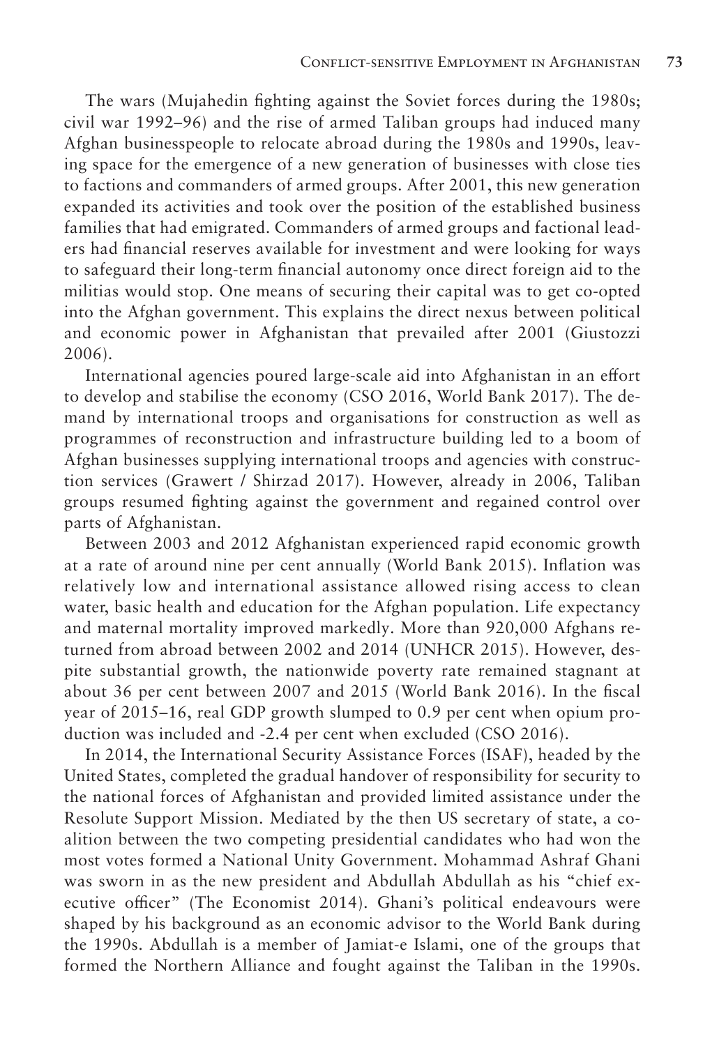The wars (Mujahedin fighting against the Soviet forces during the 1980s; civil war 1992–96) and the rise of armed Taliban groups had induced many Afghan businesspeople to relocate abroad during the 1980s and 1990s, leaving space for the emergence of a new generation of businesses with close ties to factions and commanders of armed groups. After 2001, this new generation expanded its activities and took over the position of the established business families that had emigrated. Commanders of armed groups and factional leaders had financial reserves available for investment and were looking for ways to safeguard their long-term financial autonomy once direct foreign aid to the militias would stop. One means of securing their capital was to get co-opted into the Afghan government. This explains the direct nexus between political and economic power in Afghanistan that prevailed after 2001 (Giustozzi 2006).

International agencies poured large-scale aid into Afghanistan in an effort to develop and stabilise the economy (CSO 2016, World Bank 2017). The demand by international troops and organisations for construction as well as programmes of reconstruction and infrastructure building led to a boom of Afghan businesses supplying international troops and agencies with construction services (Grawert / Shirzad 2017). However, already in 2006, Taliban groups resumed fighting against the government and regained control over parts of Afghanistan.

Between 2003 and 2012 Afghanistan experienced rapid economic growth at a rate of around nine per cent annually (World Bank 2015). Inflation was relatively low and international assistance allowed rising access to clean water, basic health and education for the Afghan population. Life expectancy and maternal mortality improved markedly. More than 920,000 Afghans returned from abroad between 2002 and 2014 (UNHCR 2015). However, despite substantial growth, the nationwide poverty rate remained stagnant at about 36 per cent between 2007 and 2015 (World Bank 2016). In the fiscal year of 2015–16, real GDP growth slumped to 0.9 per cent when opium production was included and -2.4 per cent when excluded (CSO 2016).

In 2014, the International Security Assistance Forces (ISAF), headed by the United States, completed the gradual handover of responsibility for security to the national forces of Afghanistan and provided limited assistance under the Resolute Support Mission. Mediated by the then US secretary of state, a coalition between the two competing presidential candidates who had won the most votes formed a National Unity Government. Mohammad Ashraf Ghani was sworn in as the new president and Abdullah Abdullah as his "chief executive officer" (The Economist 2014). Ghani's political endeavours were shaped by his background as an economic advisor to the World Bank during the 1990s. Abdullah is a member of Jamiat-e Islami, one of the groups that formed the Northern Alliance and fought against the Taliban in the 1990s.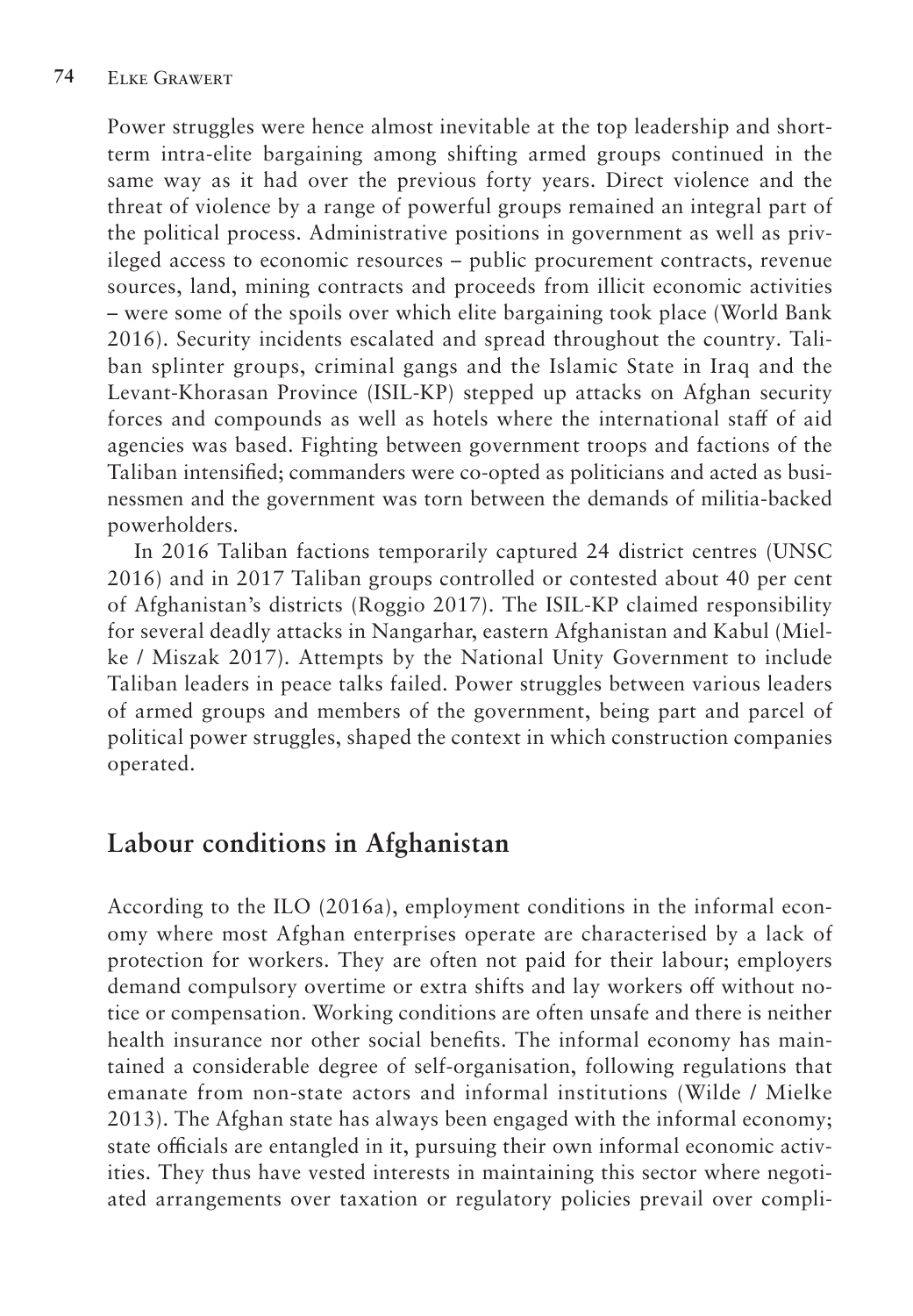Power struggles were hence almost inevitable at the top leadership and short-term intra-elite bargaining among shifting armed groups continued in the same way as it had over the previous forty years. Direct violence and the threat of violence by a range of powerful groups remained an integral part of the political process. Administrative positions in government as well as privileged access to economic resources – public procurement contracts, revenue sources, land, mining contracts and proceeds from illicit economic activities – were some of the spoils over which elite bargaining took place (World Bank 2016). Security incidents escalated and spread throughout the country. Taliban splinter groups, criminal gangs and the Islamic State in Iraq and the Levant-Khorasan Province (ISIL-KP) stepped up attacks on Afghan security forces and compounds as well as hotels where the international staff of aid agencies was based. Fighting between government troops and factions of the Taliban intensified; commanders were co-opted as politicians and acted as businessmen and the government was torn between the demands of militia-backed powerholders.

In 2016 Taliban factions temporarily captured 24 district centres (UNSC 2016) and in 2017 Taliban groups controlled or contested about 40 per cent of Afghanistan's districts (Roggio 2017). The ISIL-KP claimed responsibility for several deadly attacks in Nangarhar, eastern Afghanistan and Kabul (Mielke / Miszak 2017). Attempts by the National Unity Government to include Taliban leaders in peace talks failed. Power struggles between various leaders of armed groups and members of the government, being part and parcel of political power struggles, shaped the context in which construction companies operated.

## Labour conditions in Afghanistan

According to the ILO (2016a), employment conditions in the informal economy where most Afghan enterprises operate are characterised by a lack of protection for workers. They are often not paid for their labour; employers demand compulsory overtime or extra shifts and lay workers off without notice or compensation. Working conditions are often unsafe and there is neither health insurance nor other social benefits. The informal economy has maintained a considerable degree of self-organisation, following regulations that emanate from non-state actors and informal institutions (Wilde / Mielke 2013). The Afghan state has always been engaged with the informal economy; state officials are entangled in it, pursuing their own informal economic activities. They thus have vested interests in maintaining this sector where negotiated arrangements over taxation or regulatory policies prevail over compli-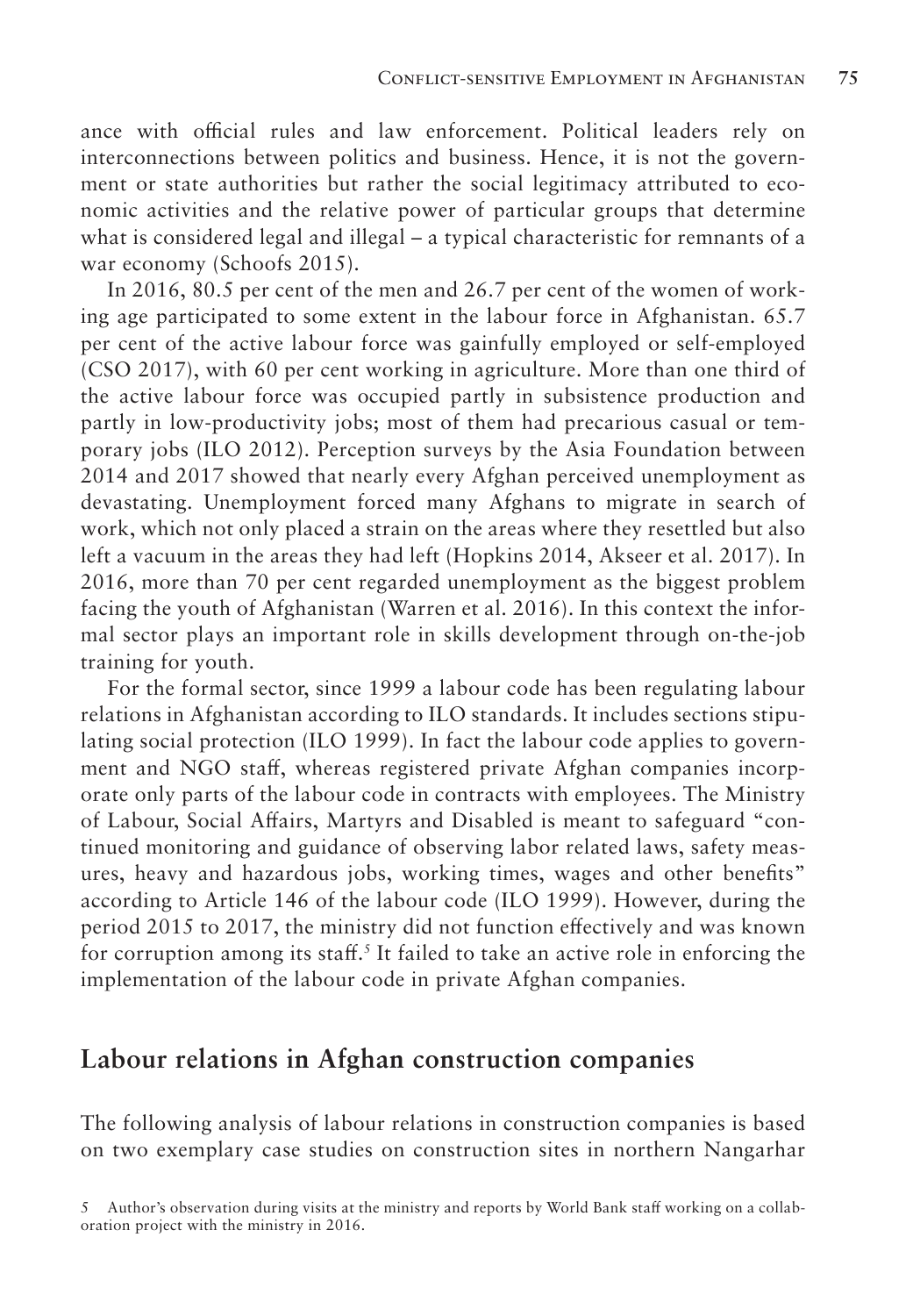ance with official rules and law enforcement. Political leaders rely on interconnections between politics and business. Hence, it is not the government or state authorities but rather the social legitimacy attributed to economic activities and the relative power of particular groups that determine what is considered legal and illegal – a typical characteristic for remnants of a war economy (Schoofs 2015).

In 2016, 80.5 per cent of the men and 26.7 per cent of the women of working age participated to some extent in the labour force in Afghanistan. 65.7 per cent of the active labour force was gainfully employed or self-employed (CSO 2017), with 60 per cent working in agriculture. More than one third of the active labour force was occupied partly in subsistence production and partly in low-productivity jobs; most of them had precarious casual or temporary jobs (ILO 2012). Perception surveys by the Asia Foundation between 2014 and 2017 showed that nearly every Afghan perceived unemployment as devastating. Unemployment forced many Afghans to migrate in search of work, which not only placed a strain on the areas where they resettled but also left a vacuum in the areas they had left (Hopkins 2014, Akseer et al. 2017). In 2016, more than 70 per cent regarded unemployment as the biggest problem facing the youth of Afghanistan (Warren et al. 2016). In this context the informal sector plays an important role in skills development through on-the-job training for youth.

For the formal sector, since 1999 a labour code has been regulating labour relations in Afghanistan according to ILO standards. It includes sections stipulating social protection (ILO 1999). In fact the labour code applies to government and NGO staff, whereas registered private Afghan companies incorporate only parts of the labour code in contracts with employees. The Ministry of Labour, Social Affairs, Martyrs and Disabled is meant to safeguard "continued monitoring and guidance of observing labor related laws, safety measures, heavy and hazardous jobs, working times, wages and other benefits" according to Article 146 of the labour code (ILO 1999). However, during the period 2015 to 2017, the ministry did not function effectively and was known for corruption among its staff.[5] It failed to take an active role in enforcing the implementation of the labour code in private Afghan companies.

## Labour relations in Afghan construction companies

The following analysis of labour relations in construction companies is based on two exemplary case studies on construction sites in northern Nangarhar

5 Author's observation during visits at the ministry and reports by World Bank staff working on a collaboration project with the ministry in 2016.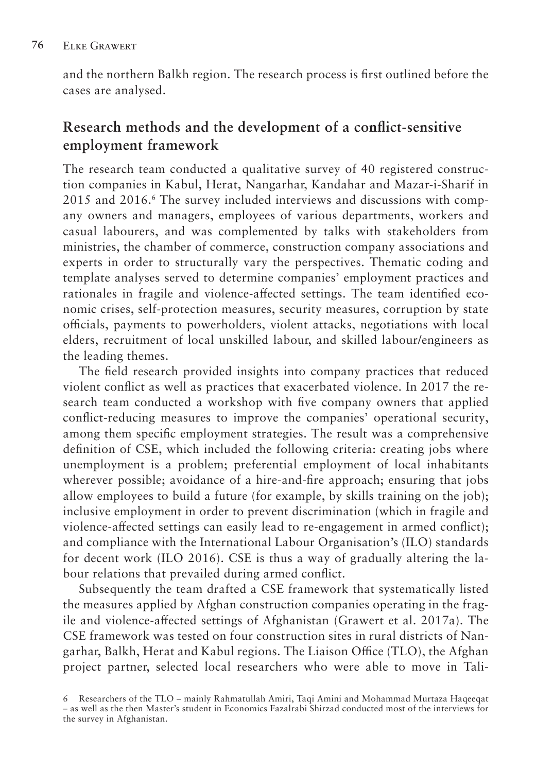and the northern Balkh region. The research process is first outlined before the cases are analysed.

## Research methods and the development of a conflict-sensitive employment framework

The research team conducted a qualitative survey of 40 registered construction companies in Kabul, Herat, Nangarhar, Kandahar and Mazar-i-Sharif in 2015 and 2016.[6] The survey included interviews and discussions with company owners and managers, employees of various departments, workers and casual labourers, and was complemented by talks with stakeholders from ministries, the chamber of commerce, construction company associations and experts in order to structurally vary the perspectives. Thematic coding and template analyses served to determine companies' employment practices and rationales in fragile and violence-affected settings. The team identified economic crises, self-protection measures, security measures, corruption by state officials, payments to powerholders, violent attacks, negotiations with local elders, recruitment of local unskilled labour, and skilled labour/engineers as the leading themes.

The field research provided insights into company practices that reduced violent conflict as well as practices that exacerbated violence. In 2017 the research team conducted a workshop with five company owners that applied conflict-reducing measures to improve the companies' operational security, among them specific employment strategies. The result was a comprehensive definition of CSE, which included the following criteria: creating jobs where unemployment is a problem; preferential employment of local inhabitants wherever possible; avoidance of a hire-and-fire approach; ensuring that jobs allow employees to build a future (for example, by skills training on the job); inclusive employment in order to prevent discrimination (which in fragile and violence-affected settings can easily lead to re-engagement in armed conflict); and compliance with the International Labour Organisation's (ILO) standards for decent work (ILO 2016). CSE is thus a way of gradually altering the labour relations that prevailed during armed conflict.

Subsequently the team drafted a CSE framework that systematically listed the measures applied by Afghan construction companies operating in the fragile and violence-affected settings of Afghanistan (Grawert et al. 2017a). The CSE framework was tested on four construction sites in rural districts of Nangarhar, Balkh, Herat and Kabul regions. The Liaison Office (TLO), the Afghan project partner, selected local researchers who were able to move in Tali-

6 Researchers of the TLO – mainly Rahmatullah Amiri, Taqi Amini and Mohammad Murtaza Haqeeqat – as well as the then Master's student in Economics Fazalrabi Shirzad conducted most of the interviews for the survey in Afghanistan.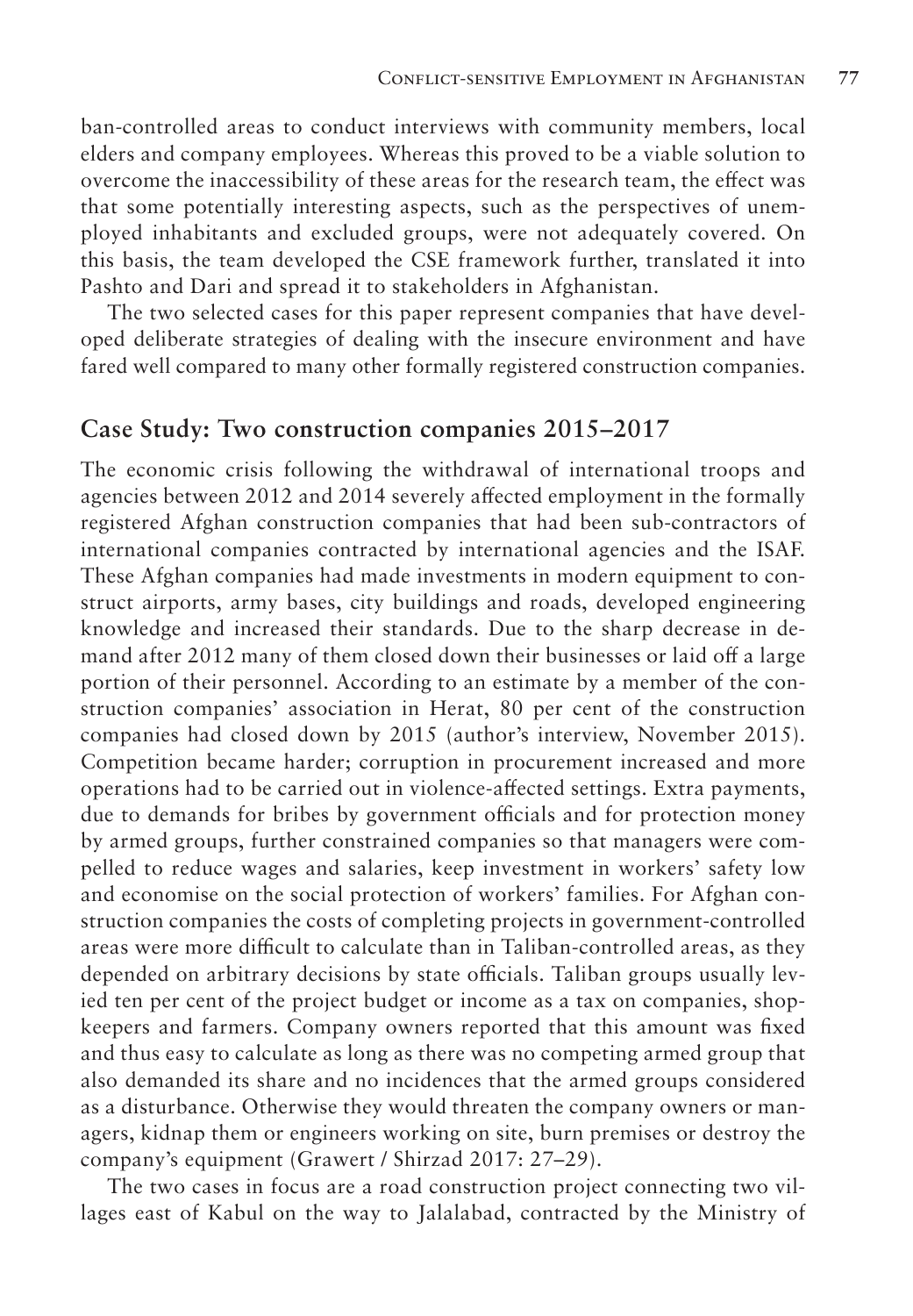ban-controlled areas to conduct interviews with community members, local elders and company employees. Whereas this proved to be a viable solution to overcome the inaccessibility of these areas for the research team, the effect was that some potentially interesting aspects, such as the perspectives of unemployed inhabitants and excluded groups, were not adequately covered. On this basis, the team developed the CSE framework further, translated it into Pashto and Dari and spread it to stakeholders in Afghanistan.

The two selected cases for this paper represent companies that have developed deliberate strategies of dealing with the insecure environment and have fared well compared to many other formally registered construction companies.

## Case Study: Two construction companies 2015–2017

The economic crisis following the withdrawal of international troops and agencies between 2012 and 2014 severely affected employment in the formally registered Afghan construction companies that had been sub-contractors of international companies contracted by international agencies and the ISAF. These Afghan companies had made investments in modern equipment to construct airports, army bases, city buildings and roads, developed engineering knowledge and increased their standards. Due to the sharp decrease in demand after 2012 many of them closed down their businesses or laid off a large portion of their personnel. According to an estimate by a member of the construction companies' association in Herat, 80 per cent of the construction companies had closed down by 2015 (author's interview, November 2015). Competition became harder; corruption in procurement increased and more operations had to be carried out in violence-affected settings. Extra payments, due to demands for bribes by government officials and for protection money by armed groups, further constrained companies so that managers were compelled to reduce wages and salaries, keep investment in workers' safety low and economise on the social protection of workers' families. For Afghan construction companies the costs of completing projects in government-controlled areas were more difficult to calculate than in Taliban-controlled areas, as they depended on arbitrary decisions by state officials. Taliban groups usually levied ten per cent of the project budget or income as a tax on companies, shopkeepers and farmers. Company owners reported that this amount was fixed and thus easy to calculate as long as there was no competing armed group that also demanded its share and no incidences that the armed groups considered as a disturbance. Otherwise they would threaten the company owners or managers, kidnap them or engineers working on site, burn premises or destroy the company's equipment (Grawert / Shirzad 2017: 27–29).

The two cases in focus are a road construction project connecting two villages east of Kabul on the way to Jalalabad, contracted by the Ministry of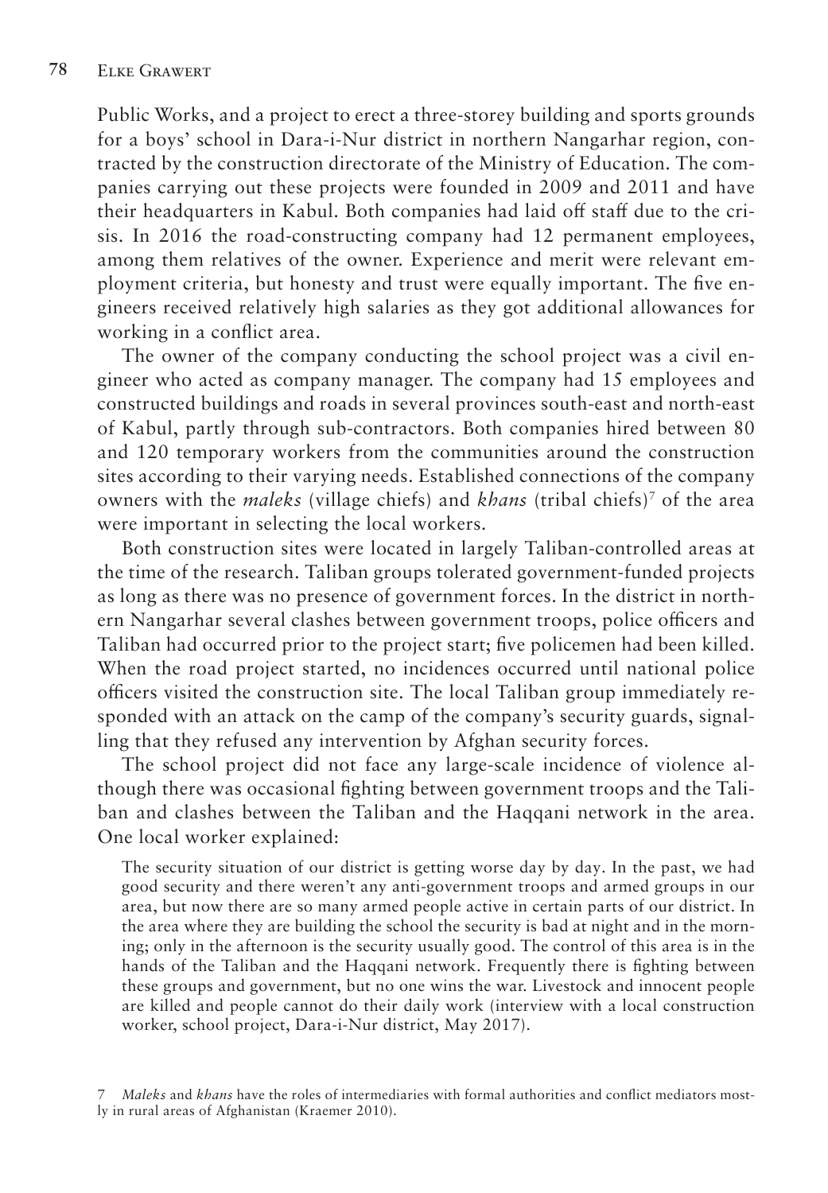Public Works, and a project to erect a three-storey building and sports grounds for a boys' school in Dara-i-Nur district in northern Nangarhar region, contracted by the construction directorate of the Ministry of Education. The companies carrying out these projects were founded in 2009 and 2011 and have their headquarters in Kabul. Both companies had laid off staff due to the crisis. In 2016 the road-constructing company had 12 permanent employees, among them relatives of the owner. Experience and merit were relevant employment criteria, but honesty and trust were equally important. The five engineers received relatively high salaries as they got additional allowances for working in a conflict area.

The owner of the company conducting the school project was a civil engineer who acted as company manager. The company had 15 employees and constructed buildings and roads in several provinces south-east and north-east of Kabul, partly through sub-contractors. Both companies hired between 80 and 120 temporary workers from the communities around the construction sites according to their varying needs. Established connections of the company owners with the *maleks* (village chiefs) and *khans* (tribal chiefs)[7] of the area were important in selecting the local workers.

Both construction sites were located in largely Taliban-controlled areas at the time of the research. Taliban groups tolerated government-funded projects as long as there was no presence of government forces. In the district in northern Nangarhar several clashes between government troops, police officers and Taliban had occurred prior to the project start; five policemen had been killed. When the road project started, no incidences occurred until national police officers visited the construction site. The local Taliban group immediately responded with an attack on the camp of the company's security guards, signalling that they refused any intervention by Afghan security forces.

The school project did not face any large-scale incidence of violence although there was occasional fighting between government troops and the Taliban and clashes between the Taliban and the Haqqani network in the area. One local worker explained:

> The security situation of our district is getting worse day by day. In the past, we had good security and there weren't any anti-government troops and armed groups in our area, but now there are so many armed people active in certain parts of our district. In the area where they are building the school the security is bad at night and in the morning; only in the afternoon is the security usually good. The control of this area is in the hands of the Taliban and the Haqqani network. Frequently there is fighting between these groups and government, but no one wins the war. Livestock and innocent people are killed and people cannot do their daily work (interview with a local construction worker, school project, Dara-i-Nur district, May 2017).

7 *Maleks* and *khans* have the roles of intermediaries with formal authorities and conflict mediators mostly in rural areas of Afghanistan (Kraemer 2010).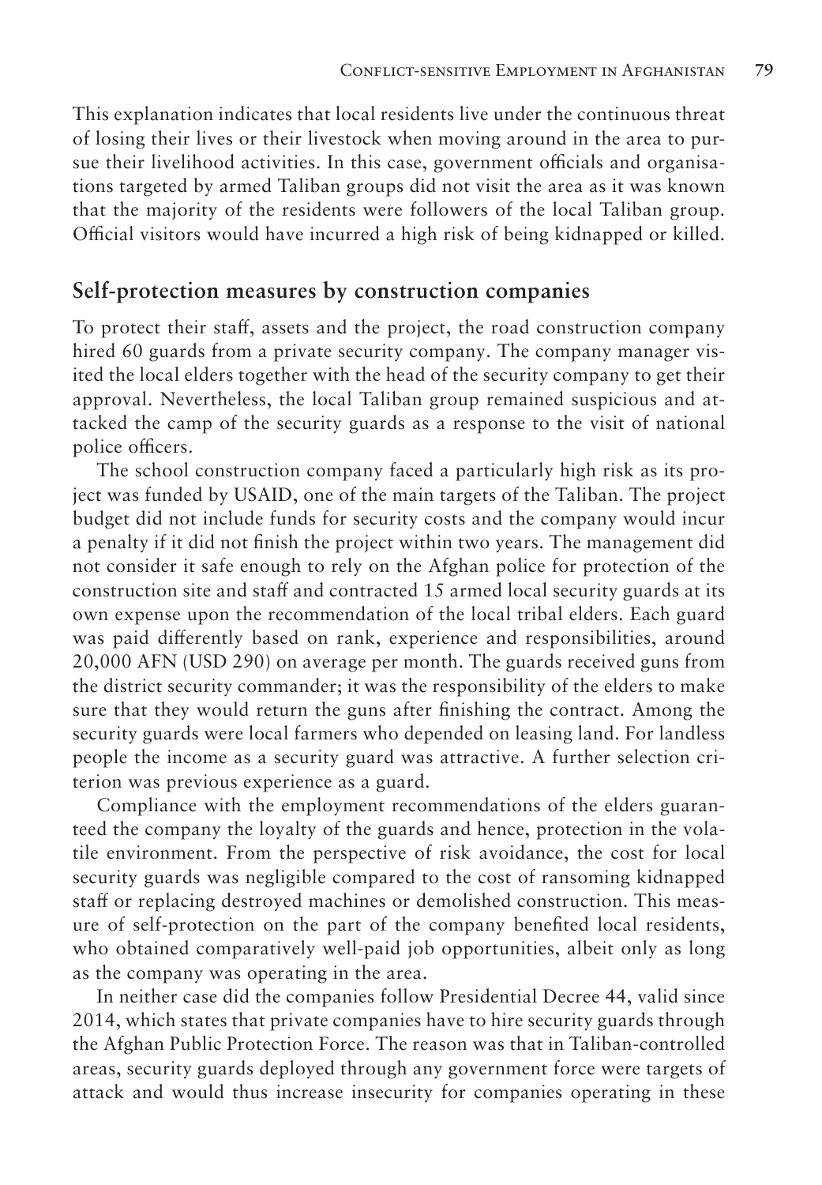This explanation indicates that local residents live under the continuous threat of losing their lives or their livestock when moving around in the area to pursue their livelihood activities. In this case, government officials and organisations targeted by armed Taliban groups did not visit the area as it was known that the majority of the residents were followers of the local Taliban group. Official visitors would have incurred a high risk of being kidnapped or killed.

## Self-protection measures by construction companies

To protect their staff, assets and the project, the road construction company hired 60 guards from a private security company. The company manager visited the local elders together with the head of the security company to get their approval. Nevertheless, the local Taliban group remained suspicious and attacked the camp of the security guards as a response to the visit of national police officers.

The school construction company faced a particularly high risk as its project was funded by USAID, one of the main targets of the Taliban. The project budget did not include funds for security costs and the company would incur a penalty if it did not finish the project within two years. The management did not consider it safe enough to rely on the Afghan police for protection of the construction site and staff and contracted 15 armed local security guards at its own expense upon the recommendation of the local tribal elders. Each guard was paid differently based on rank, experience and responsibilities, around 20,000 AFN (USD 290) on average per month. The guards received guns from the district security commander; it was the responsibility of the elders to make sure that they would return the guns after finishing the contract. Among the security guards were local farmers who depended on leasing land. For landless people the income as a security guard was attractive. A further selection criterion was previous experience as a guard.

Compliance with the employment recommendations of the elders guaranteed the company the loyalty of the guards and hence, protection in the volatile environment. From the perspective of risk avoidance, the cost for local security guards was negligible compared to the cost of ransoming kidnapped staff or replacing destroyed machines or demolished construction. This measure of self-protection on the part of the company benefited local residents, who obtained comparatively well-paid job opportunities, albeit only as long as the company was operating in the area.

In neither case did the companies follow Presidential Decree 44, valid since 2014, which states that private companies have to hire security guards through the Afghan Public Protection Force. The reason was that in Taliban-controlled areas, security guards deployed through any government force were targets of attack and would thus increase insecurity for companies operating in these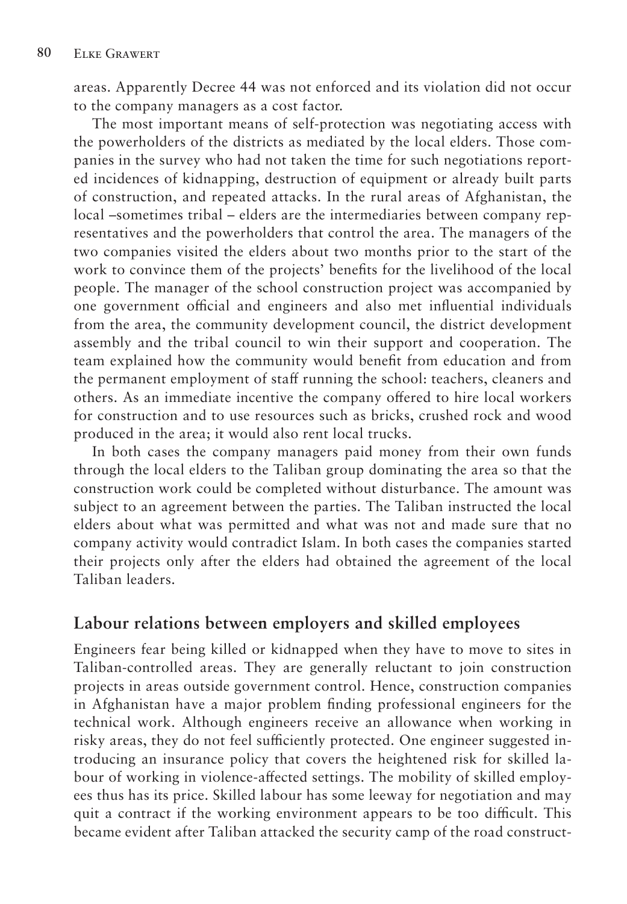areas. Apparently Decree 44 was not enforced and its violation did not occur to the company managers as a cost factor.

The most important means of self-protection was negotiating access with the powerholders of the districts as mediated by the local elders. Those companies in the survey who had not taken the time for such negotiations reported incidences of kidnapping, destruction of equipment or already built parts of construction, and repeated attacks. In the rural areas of Afghanistan, the local –sometimes tribal – elders are the intermediaries between company representatives and the powerholders that control the area. The managers of the two companies visited the elders about two months prior to the start of the work to convince them of the projects' benefits for the livelihood of the local people. The manager of the school construction project was accompanied by one government official and engineers and also met influential individuals from the area, the community development council, the district development assembly and the tribal council to win their support and cooperation. The team explained how the community would benefit from education and from the permanent employment of staff running the school: teachers, cleaners and others. As an immediate incentive the company offered to hire local workers for construction and to use resources such as bricks, crushed rock and wood produced in the area; it would also rent local trucks.

In both cases the company managers paid money from their own funds through the local elders to the Taliban group dominating the area so that the construction work could be completed without disturbance. The amount was subject to an agreement between the parties. The Taliban instructed the local elders about what was permitted and what was not and made sure that no company activity would contradict Islam. In both cases the companies started their projects only after the elders had obtained the agreement of the local Taliban leaders.

## Labour relations between employers and skilled employees

Engineers fear being killed or kidnapped when they have to move to sites in Taliban-controlled areas. They are generally reluctant to join construction projects in areas outside government control. Hence, construction companies in Afghanistan have a major problem finding professional engineers for the technical work. Although engineers receive an allowance when working in risky areas, they do not feel sufficiently protected. One engineer suggested introducing an insurance policy that covers the heightened risk for skilled labour of working in violence-affected settings. The mobility of skilled employees thus has its price. Skilled labour has some leeway for negotiation and may quit a contract if the working environment appears to be too difficult. This became evident after Taliban attacked the security camp of the road construct-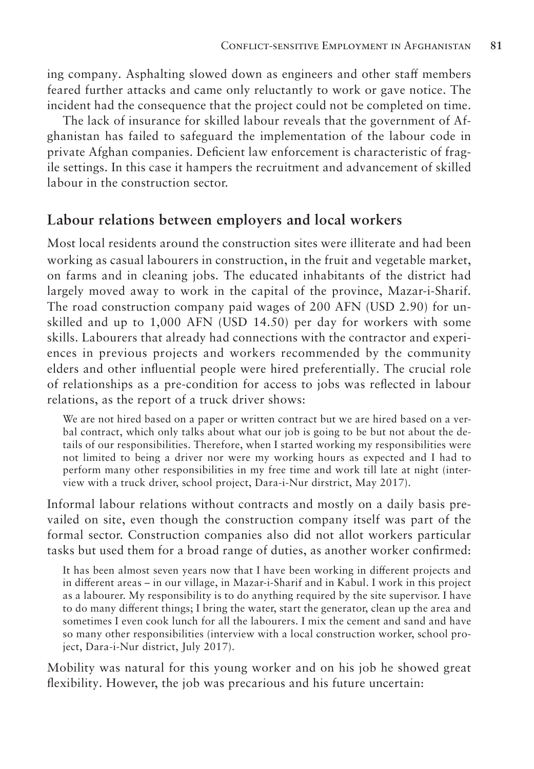ing company. Asphalting slowed down as engineers and other staff members feared further attacks and came only reluctantly to work or gave notice. The incident had the consequence that the project could not be completed on time.

The lack of insurance for skilled labour reveals that the government of Afghanistan has failed to safeguard the implementation of the labour code in private Afghan companies. Deficient law enforcement is characteristic of fragile settings. In this case it hampers the recruitment and advancement of skilled labour in the construction sector.

## Labour relations between employers and local workers

Most local residents around the construction sites were illiterate and had been working as casual labourers in construction, in the fruit and vegetable market, on farms and in cleaning jobs. The educated inhabitants of the district had largely moved away to work in the capital of the province, Mazar-i-Sharif. The road construction company paid wages of 200 AFN (USD 2.90) for unskilled and up to 1,000 AFN (USD 14.50) per day for workers with some skills. Labourers that already had connections with the contractor and experiences in previous projects and workers recommended by the community elders and other influential people were hired preferentially. The crucial role of relationships as a pre-condition for access to jobs was reflected in labour relations, as the report of a truck driver shows:

> We are not hired based on a paper or written contract but we are hired based on a verbal contract, which only talks about what our job is going to be but not about the details of our responsibilities. Therefore, when I started working my responsibilities were not limited to being a driver nor were my working hours as expected and I had to perform many other responsibilities in my free time and work till late at night (interview with a truck driver, school project, Dara-i-Nur dirstrict, May 2017).

Informal labour relations without contracts and mostly on a daily basis prevailed on site, even though the construction company itself was part of the formal sector. Construction companies also did not allot workers particular tasks but used them for a broad range of duties, as another worker confirmed:

> It has been almost seven years now that I have been working in different projects and in different areas – in our village, in Mazar-i-Sharif and in Kabul. I work in this project as a labourer. My responsibility is to do anything required by the site supervisor. I have to do many different things; I bring the water, start the generator, clean up the area and sometimes I even cook lunch for all the labourers. I mix the cement and sand and have so many other responsibilities (interview with a local construction worker, school project, Dara-i-Nur district, July 2017).

Mobility was natural for this young worker and on his job he showed great flexibility. However, the job was precarious and his future uncertain: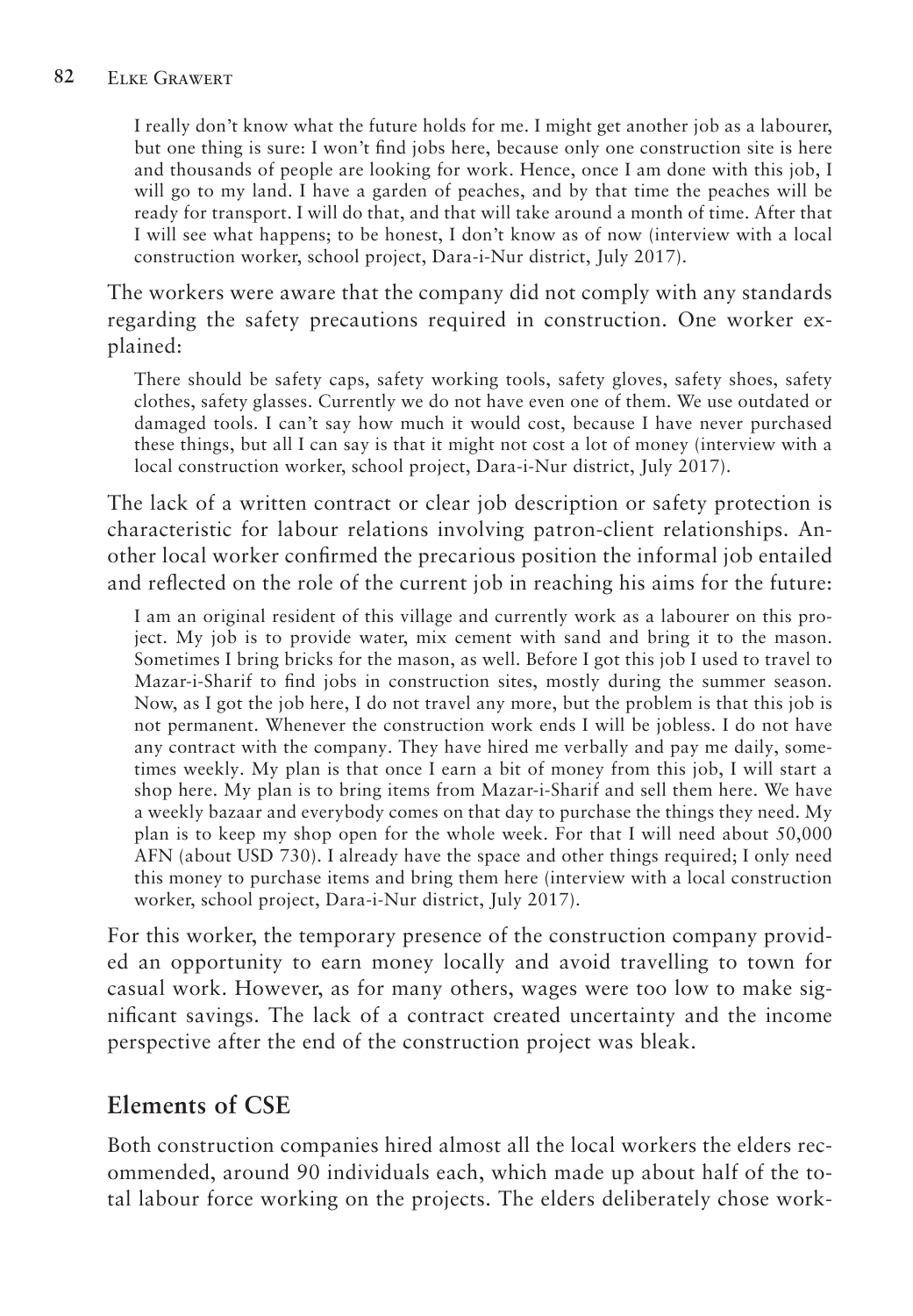> I really don't know what the future holds for me. I might get another job as a labourer, but one thing is sure: I won't find jobs here, because only one construction site is here and thousands of people are looking for work. Hence, once I am done with this job, I will go to my land. I have a garden of peaches, and by that time the peaches will be ready for transport. I will do that, and that will take around a month of time. After that I will see what happens; to be honest, I don't know as of now (interview with a local construction worker, school project, Dara-i-Nur district, July 2017).

The workers were aware that the company did not comply with any standards regarding the safety precautions required in construction. One worker explained:

> There should be safety caps, safety working tools, safety gloves, safety shoes, safety clothes, safety glasses. Currently we do not have even one of them. We use outdated or damaged tools. I can't say how much it would cost, because I have never purchased these things, but all I can say is that it might not cost a lot of money (interview with a local construction worker, school project, Dara-i-Nur district, July 2017).

The lack of a written contract or clear job description or safety protection is characteristic for labour relations involving patron-client relationships. Another local worker confirmed the precarious position the informal job entailed and reflected on the role of the current job in reaching his aims for the future:

> I am an original resident of this village and currently work as a labourer on this project. My job is to provide water, mix cement with sand and bring it to the mason. Sometimes I bring bricks for the mason, as well. Before I got this job I used to travel to Mazar-i-Sharif to find jobs in construction sites, mostly during the summer season. Now, as I got the job here, I do not travel any more, but the problem is that this job is not permanent. Whenever the construction work ends I will be jobless. I do not have any contract with the company. They have hired me verbally and pay me daily, sometimes weekly. My plan is that once I earn a bit of money from this job, I will start a shop here. My plan is to bring items from Mazar-i-Sharif and sell them here. We have a weekly bazaar and everybody comes on that day to purchase the things they need. My plan is to keep my shop open for the whole week. For that I will need about 50,000 AFN (about USD 730). I already have the space and other things required; I only need this money to purchase items and bring them here (interview with a local construction worker, school project, Dara-i-Nur district, July 2017).

For this worker, the temporary presence of the construction company provided an opportunity to earn money locally and avoid travelling to town for casual work. However, as for many others, wages were too low to make significant savings. The lack of a contract created uncertainty and the income perspective after the end of the construction project was bleak.

## Elements of CSE

Both construction companies hired almost all the local workers the elders recommended, around 90 individuals each, which made up about half of the total labour force working on the projects. The elders deliberately chose work-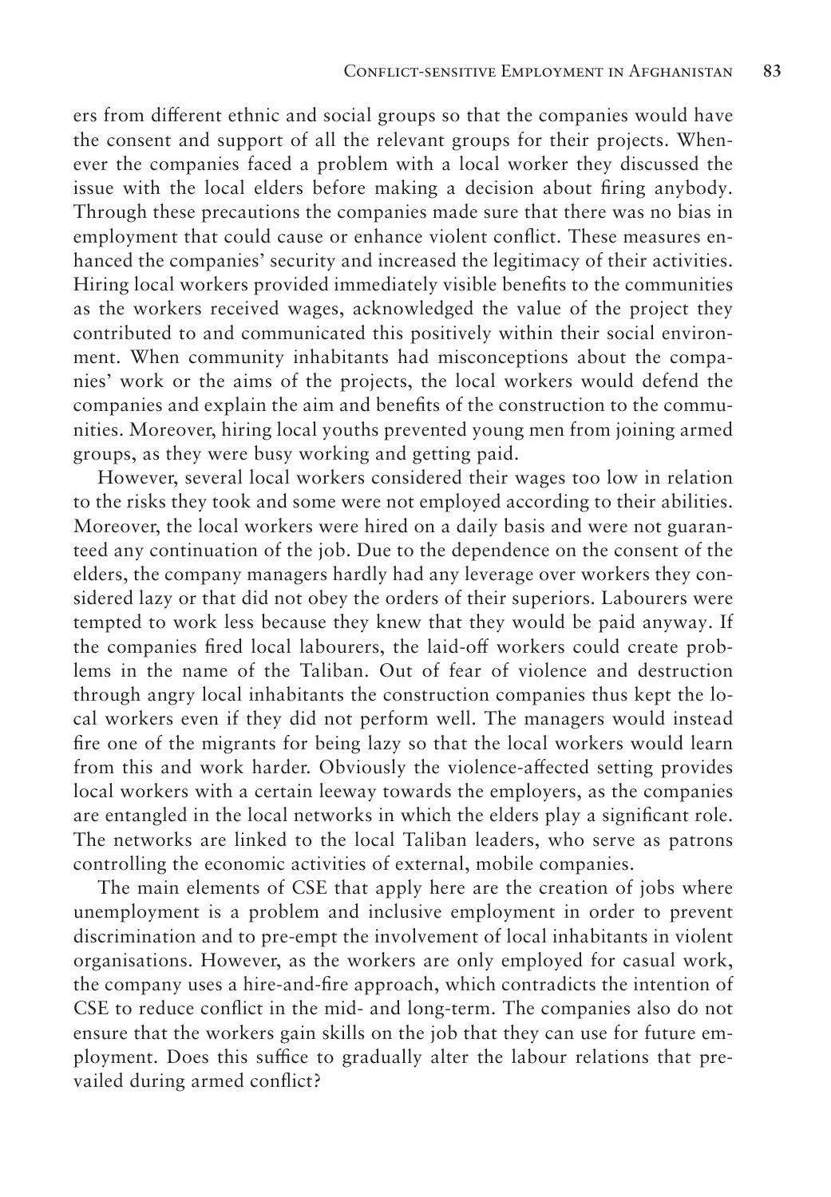ers from different ethnic and social groups so that the companies would have the consent and support of all the relevant groups for their projects. Whenever the companies faced a problem with a local worker they discussed the issue with the local elders before making a decision about firing anybody. Through these precautions the companies made sure that there was no bias in employment that could cause or enhance violent conflict. These measures enhanced the companies' security and increased the legitimacy of their activities. Hiring local workers provided immediately visible benefits to the communities as the workers received wages, acknowledged the value of the project they contributed to and communicated this positively within their social environment. When community inhabitants had misconceptions about the companies' work or the aims of the projects, the local workers would defend the companies and explain the aim and benefits of the construction to the communities. Moreover, hiring local youths prevented young men from joining armed groups, as they were busy working and getting paid.

However, several local workers considered their wages too low in relation to the risks they took and some were not employed according to their abilities. Moreover, the local workers were hired on a daily basis and were not guaranteed any continuation of the job. Due to the dependence on the consent of the elders, the company managers hardly had any leverage over workers they considered lazy or that did not obey the orders of their superiors. Labourers were tempted to work less because they knew that they would be paid anyway. If the companies fired local labourers, the laid-off workers could create problems in the name of the Taliban. Out of fear of violence and destruction through angry local inhabitants the construction companies thus kept the local workers even if they did not perform well. The managers would instead fire one of the migrants for being lazy so that the local workers would learn from this and work harder. Obviously the violence-affected setting provides local workers with a certain leeway towards the employers, as the companies are entangled in the local networks in which the elders play a significant role. The networks are linked to the local Taliban leaders, who serve as patrons controlling the economic activities of external, mobile companies.

The main elements of CSE that apply here are the creation of jobs where unemployment is a problem and inclusive employment in order to prevent discrimination and to pre-empt the involvement of local inhabitants in violent organisations. However, as the workers are only employed for casual work, the company uses a hire-and-fire approach, which contradicts the intention of CSE to reduce conflict in the mid- and long-term. The companies also do not ensure that the workers gain skills on the job that they can use for future employment. Does this suffice to gradually alter the labour relations that prevailed during armed conflict?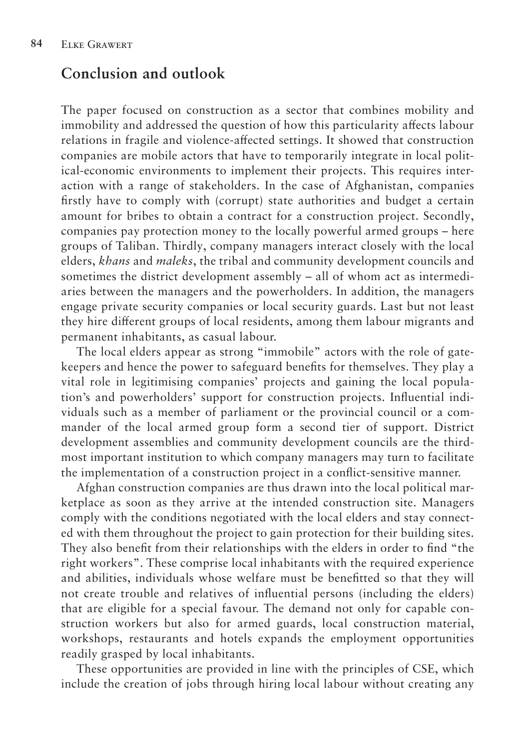## Conclusion and outlook

The paper focused on construction as a sector that combines mobility and immobility and addressed the question of how this particularity affects labour relations in fragile and violence-affected settings. It showed that construction companies are mobile actors that have to temporarily integrate in local political-economic environments to implement their projects. This requires interaction with a range of stakeholders. In the case of Afghanistan, companies firstly have to comply with (corrupt) state authorities and budget a certain amount for bribes to obtain a contract for a construction project. Secondly, companies pay protection money to the locally powerful armed groups – here groups of Taliban. Thirdly, company managers interact closely with the local elders, *khans* and *maleks*, the tribal and community development councils and sometimes the district development assembly – all of whom act as intermediaries between the managers and the powerholders. In addition, the managers engage private security companies or local security guards. Last but not least they hire different groups of local residents, among them labour migrants and permanent inhabitants, as casual labour.

The local elders appear as strong "immobile" actors with the role of gatekeepers and hence the power to safeguard benefits for themselves. They play a vital role in legitimising companies' projects and gaining the local population's and powerholders' support for construction projects. Influential individuals such as a member of parliament or the provincial council or a commander of the local armed group form a second tier of support. District development assemblies and community development councils are the third-most important institution to which company managers may turn to facilitate the implementation of a construction project in a conflict-sensitive manner.

Afghan construction companies are thus drawn into the local political marketplace as soon as they arrive at the intended construction site. Managers comply with the conditions negotiated with the local elders and stay connected with them throughout the project to gain protection for their building sites. They also benefit from their relationships with the elders in order to find "the right workers". These comprise local inhabitants with the required experience and abilities, individuals whose welfare must be benefitted so that they will not create trouble and relatives of influential persons (including the elders) that are eligible for a special favour. The demand not only for capable construction workers but also for armed guards, local construction material, workshops, restaurants and hotels expands the employment opportunities readily grasped by local inhabitants.

These opportunities are provided in line with the principles of CSE, which include the creation of jobs through hiring local labour without creating any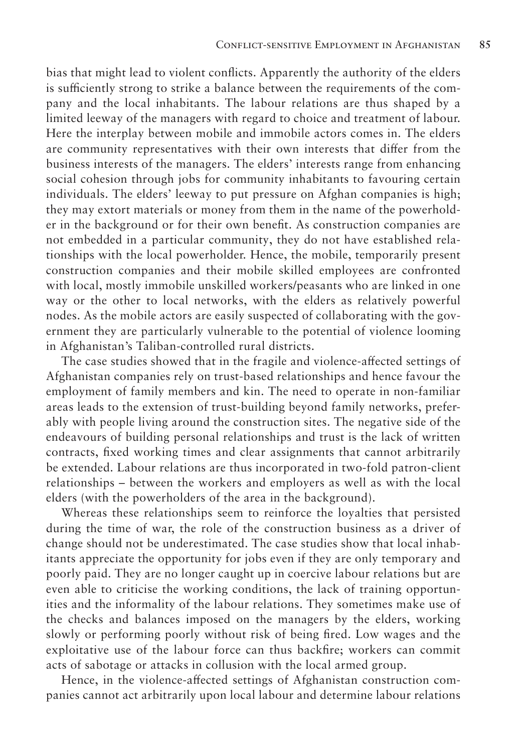bias that might lead to violent conflicts. Apparently the authority of the elders is sufficiently strong to strike a balance between the requirements of the company and the local inhabitants. The labour relations are thus shaped by a limited leeway of the managers with regard to choice and treatment of labour. Here the interplay between mobile and immobile actors comes in. The elders are community representatives with their own interests that differ from the business interests of the managers. The elders' interests range from enhancing social cohesion through jobs for community inhabitants to favouring certain individuals. The elders' leeway to put pressure on Afghan companies is high; they may extort materials or money from them in the name of the powerholder in the background or for their own benefit. As construction companies are not embedded in a particular community, they do not have established relationships with the local powerholder. Hence, the mobile, temporarily present construction companies and their mobile skilled employees are confronted with local, mostly immobile unskilled workers/peasants who are linked in one way or the other to local networks, with the elders as relatively powerful nodes. As the mobile actors are easily suspected of collaborating with the government they are particularly vulnerable to the potential of violence looming in Afghanistan's Taliban-controlled rural districts.

The case studies showed that in the fragile and violence-affected settings of Afghanistan companies rely on trust-based relationships and hence favour the employment of family members and kin. The need to operate in non-familiar areas leads to the extension of trust-building beyond family networks, preferably with people living around the construction sites. The negative side of the endeavours of building personal relationships and trust is the lack of written contracts, fixed working times and clear assignments that cannot arbitrarily be extended. Labour relations are thus incorporated in two-fold patron-client relationships – between the workers and employers as well as with the local elders (with the powerholders of the area in the background).

Whereas these relationships seem to reinforce the loyalties that persisted during the time of war, the role of the construction business as a driver of change should not be underestimated. The case studies show that local inhabitants appreciate the opportunity for jobs even if they are only temporary and poorly paid. They are no longer caught up in coercive labour relations but are even able to criticise the working conditions, the lack of training opportunities and the informality of the labour relations. They sometimes make use of the checks and balances imposed on the managers by the elders, working slowly or performing poorly without risk of being fired. Low wages and the exploitative use of the labour force can thus backfire; workers can commit acts of sabotage or attacks in collusion with the local armed group.

Hence, in the violence-affected settings of Afghanistan construction companies cannot act arbitrarily upon local labour and determine labour relations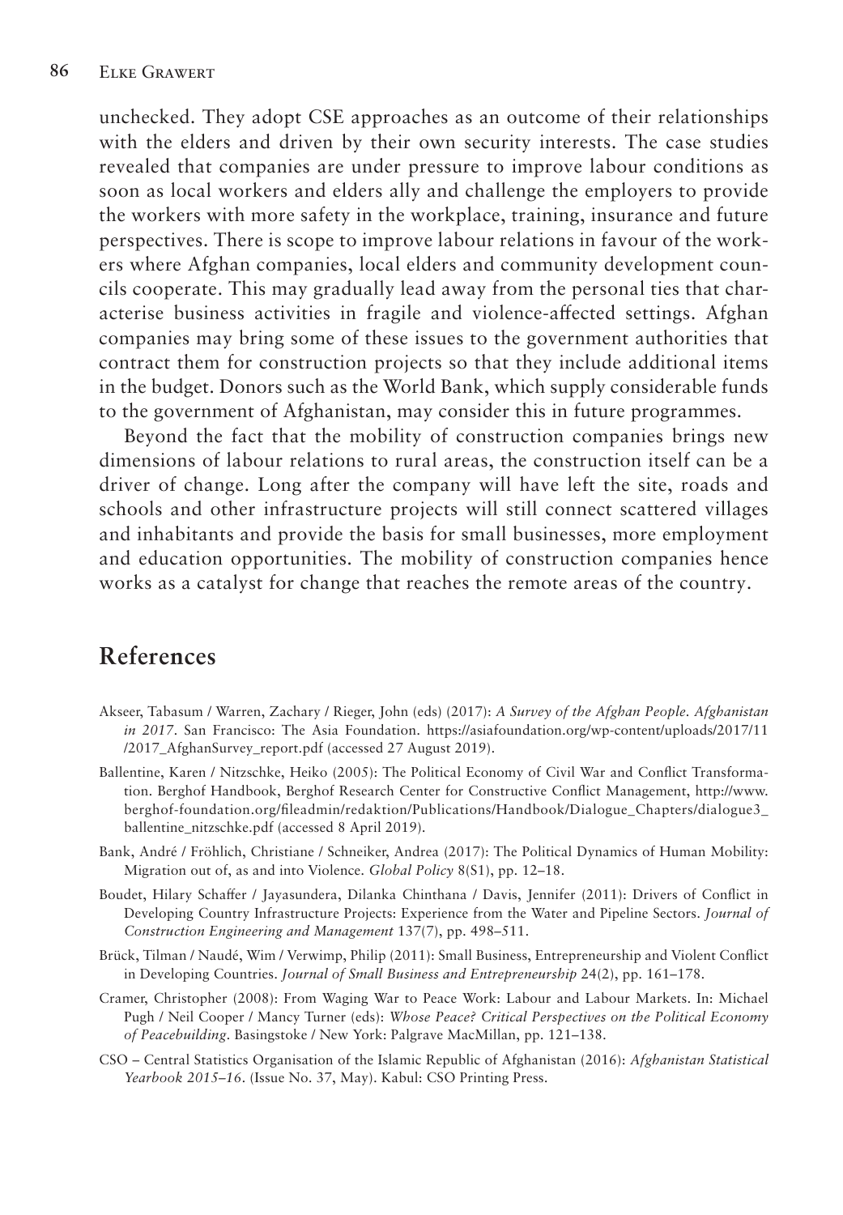unchecked. They adopt CSE approaches as an outcome of their relationships with the elders and driven by their own security interests. The case studies revealed that companies are under pressure to improve labour conditions as soon as local workers and elders ally and challenge the employers to provide the workers with more safety in the workplace, training, insurance and future perspectives. There is scope to improve labour relations in favour of the workers where Afghan companies, local elders and community development councils cooperate. This may gradually lead away from the personal ties that characterise business activities in fragile and violence-affected settings. Afghan companies may bring some of these issues to the government authorities that contract them for construction projects so that they include additional items in the budget. Donors such as the World Bank, which supply considerable funds to the government of Afghanistan, may consider this in future programmes.

Beyond the fact that the mobility of construction companies brings new dimensions of labour relations to rural areas, the construction itself can be a driver of change. Long after the company will have left the site, roads and schools and other infrastructure projects will still connect scattered villages and inhabitants and provide the basis for small businesses, more employment and education opportunities. The mobility of construction companies hence works as a catalyst for change that reaches the remote areas of the country.

## References

Akseer, Tabasum / Warren, Zachary / Rieger, John (eds) (2017): *A Survey of the Afghan People. Afghanistan in 2017*. San Francisco: The Asia Foundation. https://asiafoundation.org/wp-content/uploads/2017/11/2017_AfghanSurvey_report.pdf (accessed 27 August 2019).

Ballentine, Karen / Nitzschke, Heiko (2005): The Political Economy of Civil War and Conflict Transformation. Berghof Handbook, Berghof Research Center for Constructive Conflict Management, http://www.berghof-foundation.org/fileadmin/redaktion/Publications/Handbook/Dialogue_Chapters/dialogue3_ballentine_nitzschke.pdf (accessed 8 April 2019).

Bank, André / Fröhlich, Christiane / Schneiker, Andrea (2017): The Political Dynamics of Human Mobility: Migration out of, as and into Violence. *Global Policy* 8(S1), pp. 12–18.

Boudet, Hilary Schaffer / Jayasundera, Dilanka Chinthana / Davis, Jennifer (2011): Drivers of Conflict in Developing Country Infrastructure Projects: Experience from the Water and Pipeline Sectors. *Journal of Construction Engineering and Management* 137(7), pp. 498–511.

Brück, Tilman / Naudé, Wim / Verwimp, Philip (2011): Small Business, Entrepreneurship and Violent Conflict in Developing Countries. *Journal of Small Business and Entrepreneurship* 24(2), pp. 161–178.

Cramer, Christopher (2008): From Waging War to Peace Work: Labour and Labour Markets. In: Michael Pugh / Neil Cooper / Mancy Turner (eds): *Whose Peace? Critical Perspectives on the Political Economy of Peacebuilding*. Basingstoke / New York: Palgrave MacMillan, pp. 121–138.

CSO – Central Statistics Organisation of the Islamic Republic of Afghanistan (2016): *Afghanistan Statistical Yearbook 2015–16*. (Issue No. 37, May). Kabul: CSO Printing Press.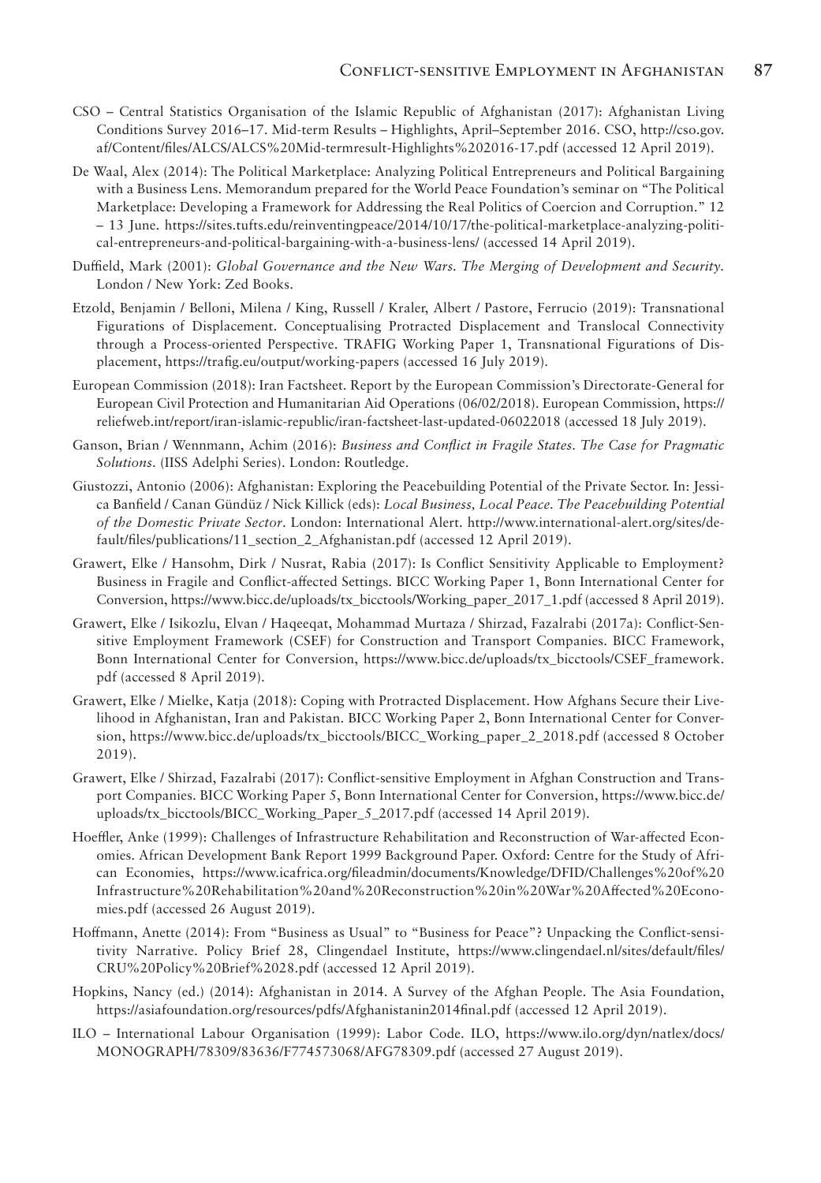CSO – Central Statistics Organisation of the Islamic Republic of Afghanistan (2017): Afghanistan Living Conditions Survey 2016–17. Mid-term Results – Highlights, April–September 2016. CSO, http://cso.gov.af/Content/files/ALCS/ALCS%20Mid-termresult-Highlights%202016-17.pdf (accessed 12 April 2019).

De Waal, Alex (2014): The Political Marketplace: Analyzing Political Entrepreneurs and Political Bargaining with a Business Lens. Memorandum prepared for the World Peace Foundation's seminar on "The Political Marketplace: Developing a Framework for Addressing the Real Politics of Coercion and Corruption." 12 – 13 June. https://sites.tufts.edu/reinventingpeace/2014/10/17/the-political-marketplace-analyzing-political-entrepreneurs-and-political-bargaining-with-a-business-lens/ (accessed 14 April 2019).

Duffield, Mark (2001): *Global Governance and the New Wars. The Merging of Development and Security.* London / New York: Zed Books.

Etzold, Benjamin / Belloni, Milena / King, Russell / Kraler, Albert / Pastore, Ferrucio (2019): Transnational Figurations of Displacement. Conceptualising Protracted Displacement and Translocal Connectivity through a Process-oriented Perspective. TRAFIG Working Paper 1, Transnational Figurations of Displacement, https://trafig.eu/output/working-papers (accessed 16 July 2019).

European Commission (2018): Iran Factsheet. Report by the European Commission's Directorate-General for European Civil Protection and Humanitarian Aid Operations (06/02/2018). European Commission, https://reliefweb.int/report/iran-islamic-republic/iran-factsheet-last-updated-06022018 (accessed 18 July 2019).

Ganson, Brian / Wennmann, Achim (2016): *Business and Conflict in Fragile States. The Case for Pragmatic Solutions.* (IISS Adelphi Series). London: Routledge.

Giustozzi, Antonio (2006): Afghanistan: Exploring the Peacebuilding Potential of the Private Sector. In: Jessica Banfield / Canan Gündüz / Nick Killick (eds): *Local Business, Local Peace. The Peacebuilding Potential of the Domestic Private Sector*. London: International Alert. http://www.international-alert.org/sites/default/files/publications/11_section_2_Afghanistan.pdf (accessed 12 April 2019).

Grawert, Elke / Hansohm, Dirk / Nusrat, Rabia (2017): Is Conflict Sensitivity Applicable to Employment? Business in Fragile and Conflict-affected Settings. BICC Working Paper 1, Bonn International Center for Conversion, https://www.bicc.de/uploads/tx_bicctools/Working_paper_2017_1.pdf (accessed 8 April 2019).

Grawert, Elke / Isikozlu, Elvan / Haqeeqat, Mohammad Murtaza / Shirzad, Fazalrabi (2017a): Conflict-Sensitive Employment Framework (CSEF) for Construction and Transport Companies. BICC Framework, Bonn International Center for Conversion, https://www.bicc.de/uploads/tx_bicctools/CSEF_framework.pdf (accessed 8 April 2019).

Grawert, Elke / Mielke, Katja (2018): Coping with Protracted Displacement. How Afghans Secure their Livelihood in Afghanistan, Iran and Pakistan. BICC Working Paper 2, Bonn International Center for Conversion, https://www.bicc.de/uploads/tx_bicctools/BICC_Working_paper_2_2018.pdf (accessed 8 October 2019).

Grawert, Elke / Shirzad, Fazalrabi (2017): Conflict-sensitive Employment in Afghan Construction and Transport Companies. BICC Working Paper 5, Bonn International Center for Conversion, https://www.bicc.de/uploads/tx_bicctools/BICC_Working_Paper_5_2017.pdf (accessed 14 April 2019).

Hoeffler, Anke (1999): Challenges of Infrastructure Rehabilitation and Reconstruction of War-affected Economies. African Development Bank Report 1999 Background Paper. Oxford: Centre for the Study of African Economies, https://www.icafrica.org/fileadmin/documents/Knowledge/DFID/Challenges%20of%20Infrastructure%20Rehabilitation%20and%20Reconstruction%20in%20War%20Affected%20Economies.pdf (accessed 26 August 2019).

Hoffmann, Anette (2014): From "Business as Usual" to "Business for Peace"? Unpacking the Conflict-sensitivity Narrative. Policy Brief 28, Clingendael Institute, https://www.clingendael.nl/sites/default/files/CRU%20Policy%20Brief%2028.pdf (accessed 12 April 2019).

Hopkins, Nancy (ed.) (2014): Afghanistan in 2014. A Survey of the Afghan People. The Asia Foundation, https://asiafoundation.org/resources/pdfs/Afghanistanin2014final.pdf (accessed 12 April 2019).

ILO – International Labour Organisation (1999): Labor Code. ILO, https://www.ilo.org/dyn/natlex/docs/MONOGRAPH/78309/83636/F774573068/AFG78309.pdf (accessed 27 August 2019).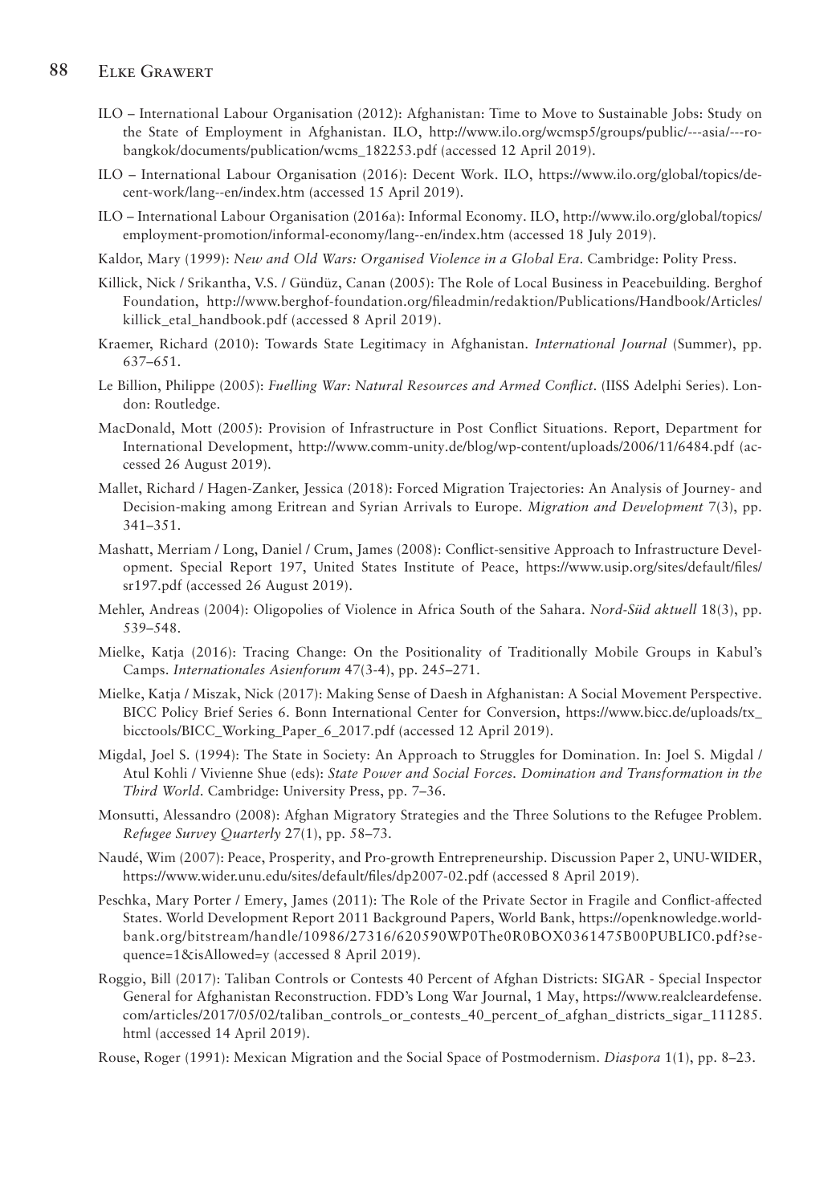ILO – International Labour Organisation (2012): Afghanistan: Time to Move to Sustainable Jobs: Study on the State of Employment in Afghanistan. ILO, http://www.ilo.org/wcmsp5/groups/public/---asia/---ro-bangkok/documents/publication/wcms_182253.pdf (accessed 12 April 2019).

ILO – International Labour Organisation (2016): Decent Work. ILO, https://www.ilo.org/global/topics/decent-work/lang--en/index.htm (accessed 15 April 2019).

ILO – International Labour Organisation (2016a): Informal Economy. ILO, http://www.ilo.org/global/topics/employment-promotion/informal-economy/lang--en/index.htm (accessed 18 July 2019).

Kaldor, Mary (1999): *New and Old Wars: Organised Violence in a Global Era*. Cambridge: Polity Press.

Killick, Nick / Srikantha, V.S. / Gündüz, Canan (2005): The Role of Local Business in Peacebuilding. Berghof Foundation, http://www.berghof-foundation.org/fileadmin/redaktion/Publications/Handbook/Articles/killick_etal_handbook.pdf (accessed 8 April 2019).

Kraemer, Richard (2010): Towards State Legitimacy in Afghanistan. *International Journal* (Summer), pp. 637–651.

Le Billion, Philippe (2005): *Fuelling War: Natural Resources and Armed Conflict*. (IISS Adelphi Series). London: Routledge.

MacDonald, Mott (2005): Provision of Infrastructure in Post Conflict Situations. Report, Department for International Development, http://www.comm-unity.de/blog/wp-content/uploads/2006/11/6484.pdf (accessed 26 August 2019).

Mallet, Richard / Hagen-Zanker, Jessica (2018): Forced Migration Trajectories: An Analysis of Journey- and Decision-making among Eritrean and Syrian Arrivals to Europe. *Migration and Development* 7(3), pp. 341–351.

Mashatt, Merriam / Long, Daniel / Crum, James (2008): Conflict-sensitive Approach to Infrastructure Development. Special Report 197, United States Institute of Peace, https://www.usip.org/sites/default/files/sr197.pdf (accessed 26 August 2019).

Mehler, Andreas (2004): Oligopolies of Violence in Africa South of the Sahara. *Nord-Süd aktuell* 18(3), pp. 539–548.

Mielke, Katja (2016): Tracing Change: On the Positionality of Traditionally Mobile Groups in Kabul's Camps. *Internationales Asienforum* 47(3-4), pp. 245–271.

Mielke, Katja / Miszak, Nick (2017): Making Sense of Daesh in Afghanistan: A Social Movement Perspective. BICC Policy Brief Series 6. Bonn International Center for Conversion, https://www.bicc.de/uploads/tx_bicctools/BICC_Working_Paper_6_2017.pdf (accessed 12 April 2019).

Migdal, Joel S. (1994): The State in Society: An Approach to Struggles for Domination. In: Joel S. Migdal / Atul Kohli / Vivienne Shue (eds): *State Power and Social Forces. Domination and Transformation in the Third World*. Cambridge: University Press, pp. 7–36.

Monsutti, Alessandro (2008): Afghan Migratory Strategies and the Three Solutions to the Refugee Problem. *Refugee Survey Quarterly* 27(1), pp. 58–73.

Naudé, Wim (2007): Peace, Prosperity, and Pro-growth Entrepreneurship. Discussion Paper 2, UNU-WIDER, https://www.wider.unu.edu/sites/default/files/dp2007-02.pdf (accessed 8 April 2019).

Peschka, Mary Porter / Emery, James (2011): The Role of the Private Sector in Fragile and Conflict-affected States. World Development Report 2011 Background Papers, World Bank, https://openknowledge.worldbank.org/bitstream/handle/10986/27316/620590WP0The0R0BOX0361475B00PUBLIC0.pdf?sequence=1&isAllowed=y (accessed 8 April 2019).

Roggio, Bill (2017): Taliban Controls or Contests 40 Percent of Afghan Districts: SIGAR - Special Inspector General for Afghanistan Reconstruction. FDD's Long War Journal, 1 May, https://www.realcleardefense.com/articles/2017/05/02/taliban_controls_or_contests_40_percent_of_afghan_districts_sigar_111285.html (accessed 14 April 2019).

Rouse, Roger (1991): Mexican Migration and the Social Space of Postmodernism. *Diaspora* 1(1), pp. 8–23.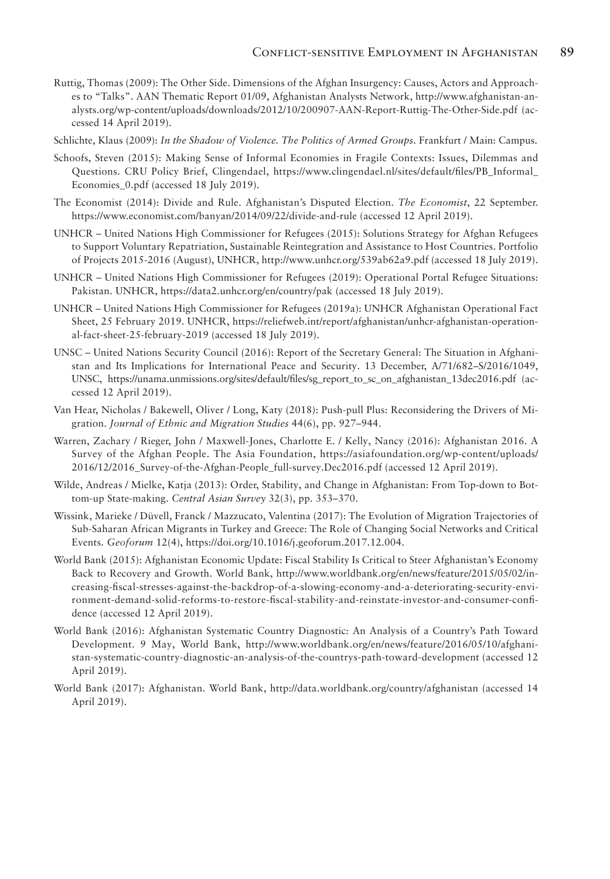Ruttig, Thomas (2009): The Other Side. Dimensions of the Afghan Insurgency: Causes, Actors and Approaches to "Talks". AAN Thematic Report 01/09, Afghanistan Analysts Network, http://www.afghanistan-analysts.org/wp-content/uploads/downloads/2012/10/200907-AAN-Report-Ruttig-The-Other-Side.pdf (accessed 14 April 2019).

Schlichte, Klaus (2009): *In the Shadow of Violence. The Politics of Armed Groups*. Frankfurt / Main: Campus.

Schoofs, Steven (2015): Making Sense of Informal Economies in Fragile Contexts: Issues, Dilemmas and Questions. CRU Policy Brief, Clingendael, https://www.clingendael.nl/sites/default/files/PB_Informal_Economies_0.pdf (accessed 18 July 2019).

The Economist (2014): Divide and Rule. Afghanistan's Disputed Election. *The Economist*, 22 September. https://www.economist.com/banyan/2014/09/22/divide-and-rule (accessed 12 April 2019).

UNHCR – United Nations High Commissioner for Refugees (2015): Solutions Strategy for Afghan Refugees to Support Voluntary Repatriation, Sustainable Reintegration and Assistance to Host Countries. Portfolio of Projects 2015-2016 (August), UNHCR, http://www.unhcr.org/539ab62a9.pdf (accessed 18 July 2019).

UNHCR – United Nations High Commissioner for Refugees (2019): Operational Portal Refugee Situations: Pakistan. UNHCR, https://data2.unhcr.org/en/country/pak (accessed 18 July 2019).

UNHCR – United Nations High Commissioner for Refugees (2019a): UNHCR Afghanistan Operational Fact Sheet, 25 February 2019. UNHCR, https://reliefweb.int/report/afghanistan/unhcr-afghanistan-operational-fact-sheet-25-february-2019 (accessed 18 July 2019).

UNSC – United Nations Security Council (2016): Report of the Secretary General: The Situation in Afghanistan and Its Implications for International Peace and Security. 13 December, A/71/682–S/2016/1049, UNSC, https://unama.unmissions.org/sites/default/files/sg_report_to_sc_on_afghanistan_13dec2016.pdf (accessed 12 April 2019).

Van Hear, Nicholas / Bakewell, Oliver / Long, Katy (2018): Push-pull Plus: Reconsidering the Drivers of Migration. *Journal of Ethnic and Migration Studies* 44(6), pp. 927–944.

Warren, Zachary / Rieger, John / Maxwell-Jones, Charlotte E. / Kelly, Nancy (2016): Afghanistan 2016. A Survey of the Afghan People. The Asia Foundation, https://asiafoundation.org/wp-content/uploads/2016/12/2016_Survey-of-the-Afghan-People_full-survey.Dec2016.pdf (accessed 12 April 2019).

Wilde, Andreas / Mielke, Katja (2013): Order, Stability, and Change in Afghanistan: From Top-down to Bottom-up State-making. *Central Asian Survey* 32(3), pp. 353–370.

Wissink, Marieke / Düvell, Franck / Mazzucato, Valentina (2017): The Evolution of Migration Trajectories of Sub-Saharan African Migrants in Turkey and Greece: The Role of Changing Social Networks and Critical Events. *Geoforum* 12(4), https://doi.org/10.1016/j.geoforum.2017.12.004.

World Bank (2015): Afghanistan Economic Update: Fiscal Stability Is Critical to Steer Afghanistan's Economy Back to Recovery and Growth. World Bank, http://www.worldbank.org/en/news/feature/2015/05/02/increasing-fiscal-stresses-against-the-backdrop-of-a-slowing-economy-and-a-deteriorating-security-environment-demand-solid-reforms-to-restore-fiscal-stability-and-reinstate-investor-and-consumer-confidence (accessed 12 April 2019).

World Bank (2016): Afghanistan Systematic Country Diagnostic: An Analysis of a Country's Path Toward Development. 9 May, World Bank, http://www.worldbank.org/en/news/feature/2016/05/10/afghanistan-systematic-country-diagnostic-an-analysis-of-the-countrys-path-toward-development (accessed 12 April 2019).

World Bank (2017): Afghanistan. World Bank, http://data.worldbank.org/country/afghanistan (accessed 14 April 2019).